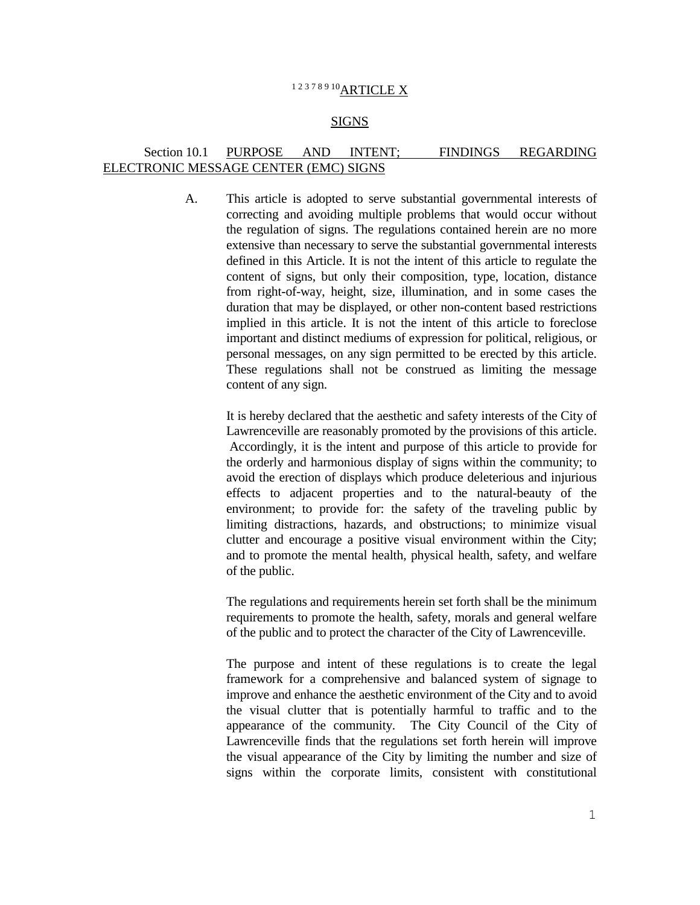# [1 2 3 7 8 9 10]ARTICLE X

## SIGNS

### Section 10.1 PURPOSE AND INTENT; FINDINGS REGARDING ELECTRONIC MESSAGE CENTER (EMC) SIGNS

A. This article is adopted to serve substantial governmental interests of correcting and avoiding multiple problems that would occur without the regulation of signs. The regulations contained herein are no more extensive than necessary to serve the substantial governmental interests defined in this Article. It is not the intent of this article to regulate the content of signs, but only their composition, type, location, distance from right-of-way, height, size, illumination, and in some cases the duration that may be displayed, or other non-content based restrictions implied in this article. It is not the intent of this article to foreclose important and distinct mediums of expression for political, religious, or personal messages, on any sign permitted to be erected by this article. These regulations shall not be construed as limiting the message content of any sign.

It is hereby declared that the aesthetic and safety interests of the City of Lawrenceville are reasonably promoted by the provisions of this article. Accordingly, it is the intent and purpose of this article to provide for the orderly and harmonious display of signs within the community; to avoid the erection of displays which produce deleterious and injurious effects to adjacent properties and to the natural-beauty of the environment; to provide for: the safety of the traveling public by limiting distractions, hazards, and obstructions; to minimize visual clutter and encourage a positive visual environment within the City; and to promote the mental health, physical health, safety, and welfare of the public.

The regulations and requirements herein set forth shall be the minimum requirements to promote the health, safety, morals and general welfare of the public and to protect the character of the City of Lawrenceville.

The purpose and intent of these regulations is to create the legal framework for a comprehensive and balanced system of signage to improve and enhance the aesthetic environment of the City and to avoid the visual clutter that is potentially harmful to traffic and to the appearance of the community. The City Council of the City of Lawrenceville finds that the regulations set forth herein will improve the visual appearance of the City by limiting the number and size of signs within the corporate limits, consistent with constitutional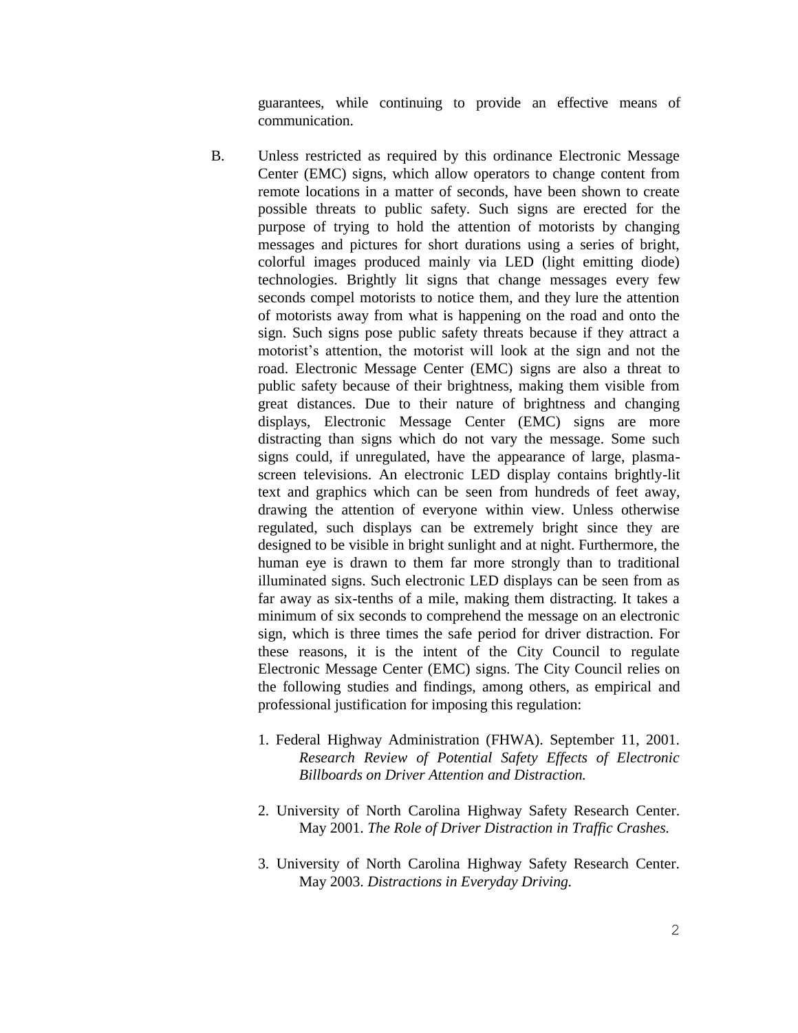guarantees, while continuing to provide an effective means of communication.

B. Unless restricted as required by this ordinance Electronic Message Center (EMC) signs, which allow operators to change content from remote locations in a matter of seconds, have been shown to create possible threats to public safety. Such signs are erected for the purpose of trying to hold the attention of motorists by changing messages and pictures for short durations using a series of bright, colorful images produced mainly via LED (light emitting diode) technologies. Brightly lit signs that change messages every few seconds compel motorists to notice them, and they lure the attention of motorists away from what is happening on the road and onto the sign. Such signs pose public safety threats because if they attract a motorist's attention, the motorist will look at the sign and not the road. Electronic Message Center (EMC) signs are also a threat to public safety because of their brightness, making them visible from great distances. Due to their nature of brightness and changing displays, Electronic Message Center (EMC) signs are more distracting than signs which do not vary the message. Some such signs could, if unregulated, have the appearance of large, plasma-screen televisions. An electronic LED display contains brightly-lit text and graphics which can be seen from hundreds of feet away, drawing the attention of everyone within view. Unless otherwise regulated, such displays can be extremely bright since they are designed to be visible in bright sunlight and at night. Furthermore, the human eye is drawn to them far more strongly than to traditional illuminated signs. Such electronic LED displays can be seen from as far away as six-tenths of a mile, making them distracting. It takes a minimum of six seconds to comprehend the message on an electronic sign, which is three times the safe period for driver distraction. For these reasons, it is the intent of the City Council to regulate Electronic Message Center (EMC) signs. The City Council relies on the following studies and findings, among others, as empirical and professional justification for imposing this regulation:

1. Federal Highway Administration (FHWA). September 11, 2001. *Research Review of Potential Safety Effects of Electronic Billboards on Driver Attention and Distraction.*

2. University of North Carolina Highway Safety Research Center. May 2001. *The Role of Driver Distraction in Traffic Crashes.*

3. University of North Carolina Highway Safety Research Center. May 2003. *Distractions in Everyday Driving.*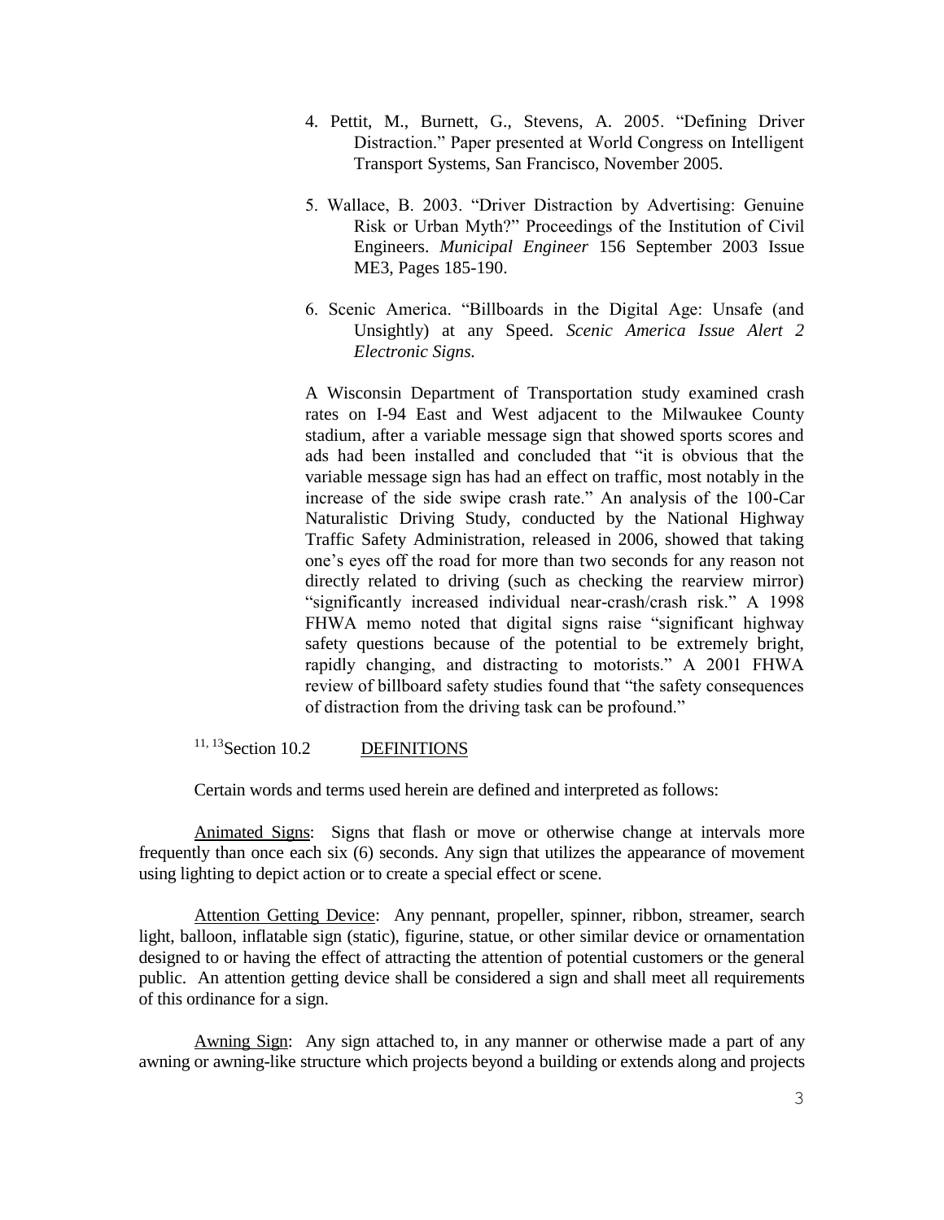4. Pettit, M., Burnett, G., Stevens, A. 2005. "Defining Driver Distraction." Paper presented at World Congress on Intelligent Transport Systems, San Francisco, November 2005.

5. Wallace, B. 2003. "Driver Distraction by Advertising: Genuine Risk or Urban Myth?" Proceedings of the Institution of Civil Engineers. *Municipal Engineer* 156 September 2003 Issue ME3, Pages 185-190.

6. Scenic America. "Billboards in the Digital Age: Unsafe (and Unsightly) at any Speed. *Scenic America Issue Alert 2 Electronic Signs.*

A Wisconsin Department of Transportation study examined crash rates on I-94 East and West adjacent to the Milwaukee County stadium, after a variable message sign that showed sports scores and ads had been installed and concluded that "it is obvious that the variable message sign has had an effect on traffic, most notably in the increase of the side swipe crash rate." An analysis of the 100-Car Naturalistic Driving Study, conducted by the National Highway Traffic Safety Administration, released in 2006, showed that taking one's eyes off the road for more than two seconds for any reason not directly related to driving (such as checking the rearview mirror) "significantly increased individual near-crash/crash risk." A 1998 FHWA memo noted that digital signs raise "significant highway safety questions because of the potential to be extremely bright, rapidly changing, and distracting to motorists." A 2001 FHWA review of billboard safety studies found that "the safety consequences of distraction from the driving task can be profound."

## [11, 13]Section 10.2 DEFINITIONS

Certain words and terms used herein are defined and interpreted as follows:

Animated Signs: Signs that flash or move or otherwise change at intervals more frequently than once each six (6) seconds. Any sign that utilizes the appearance of movement using lighting to depict action or to create a special effect or scene.

Attention Getting Device: Any pennant, propeller, spinner, ribbon, streamer, search light, balloon, inflatable sign (static), figurine, statue, or other similar device or ornamentation designed to or having the effect of attracting the attention of potential customers or the general public. An attention getting device shall be considered a sign and shall meet all requirements of this ordinance for a sign.

Awning Sign: Any sign attached to, in any manner or otherwise made a part of any awning or awning-like structure which projects beyond a building or extends along and projects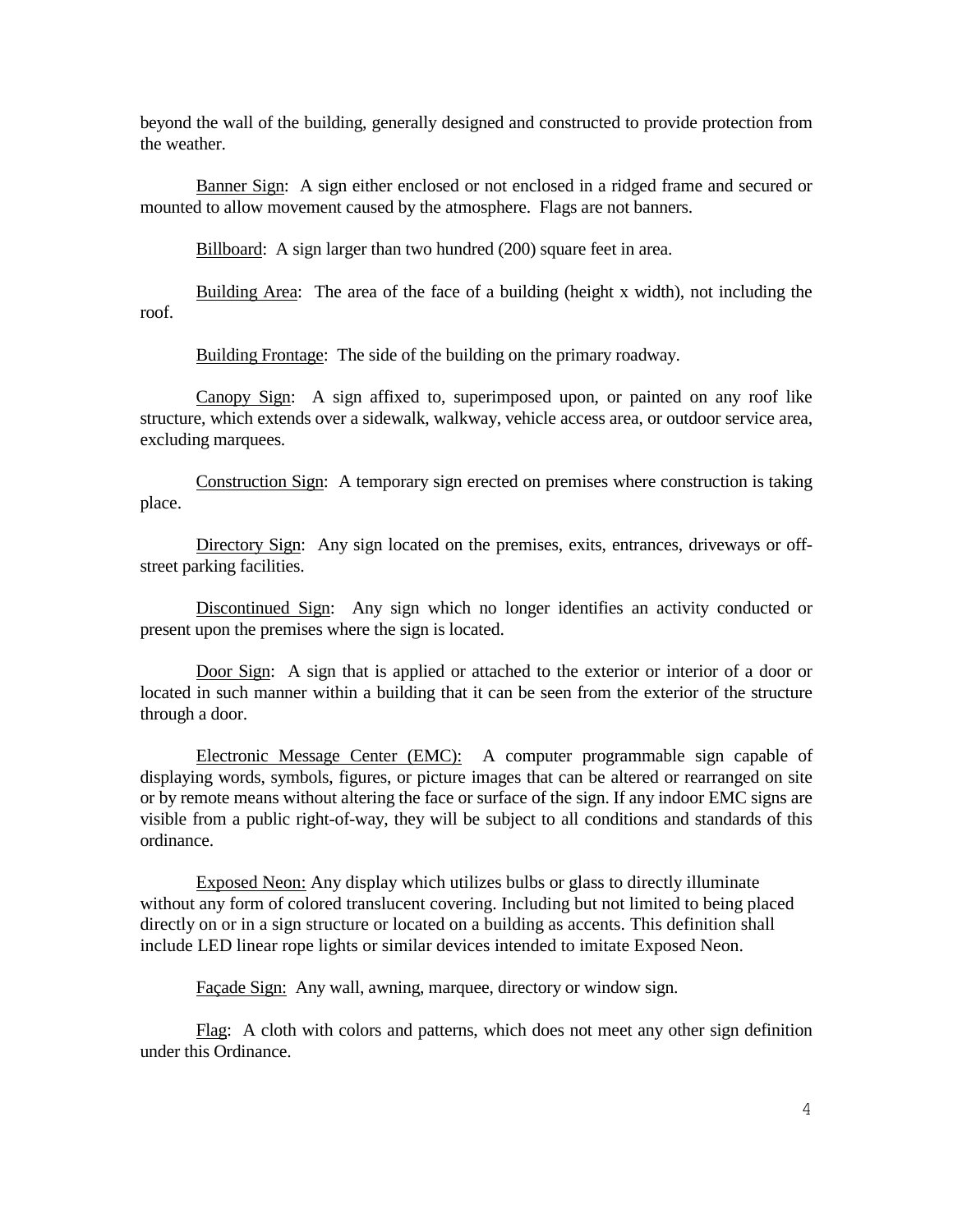beyond the wall of the building, generally designed and constructed to provide protection from the weather.

<u>Banner Sign</u>: A sign either enclosed or not enclosed in a ridged frame and secured or mounted to allow movement caused by the atmosphere. Flags are not banners.

<u>Billboard</u>: A sign larger than two hundred (200) square feet in area.

<u>Building Area</u>: The area of the face of a building (height x width), not including the roof.

<u>Building Frontage</u>: The side of the building on the primary roadway.

<u>Canopy Sign</u>: A sign affixed to, superimposed upon, or painted on any roof like structure, which extends over a sidewalk, walkway, vehicle access area, or outdoor service area, excluding marquees.

<u>Construction Sign</u>: A temporary sign erected on premises where construction is taking place.

<u>Directory Sign</u>: Any sign located on the premises, exits, entrances, driveways or off-street parking facilities.

<u>Discontinued Sign</u>: Any sign which no longer identifies an activity conducted or present upon the premises where the sign is located.

<u>Door Sign</u>: A sign that is applied or attached to the exterior or interior of a door or located in such manner within a building that it can be seen from the exterior of the structure through a door.

<u>Electronic Message Center (EMC):</u> A computer programmable sign capable of displaying words, symbols, figures, or picture images that can be altered or rearranged on site or by remote means without altering the face or surface of the sign. If any indoor EMC signs are visible from a public right-of-way, they will be subject to all conditions and standards of this ordinance.

<u>Exposed Neon:</u> Any display which utilizes bulbs or glass to directly illuminate without any form of colored translucent covering. Including but not limited to being placed directly on or in a sign structure or located on a building as accents. This definition shall include LED linear rope lights or similar devices intended to imitate Exposed Neon.

<u>Façade Sign:</u> Any wall, awning, marquee, directory or window sign.

<u>Flag</u>: A cloth with colors and patterns, which does not meet any other sign definition under this Ordinance.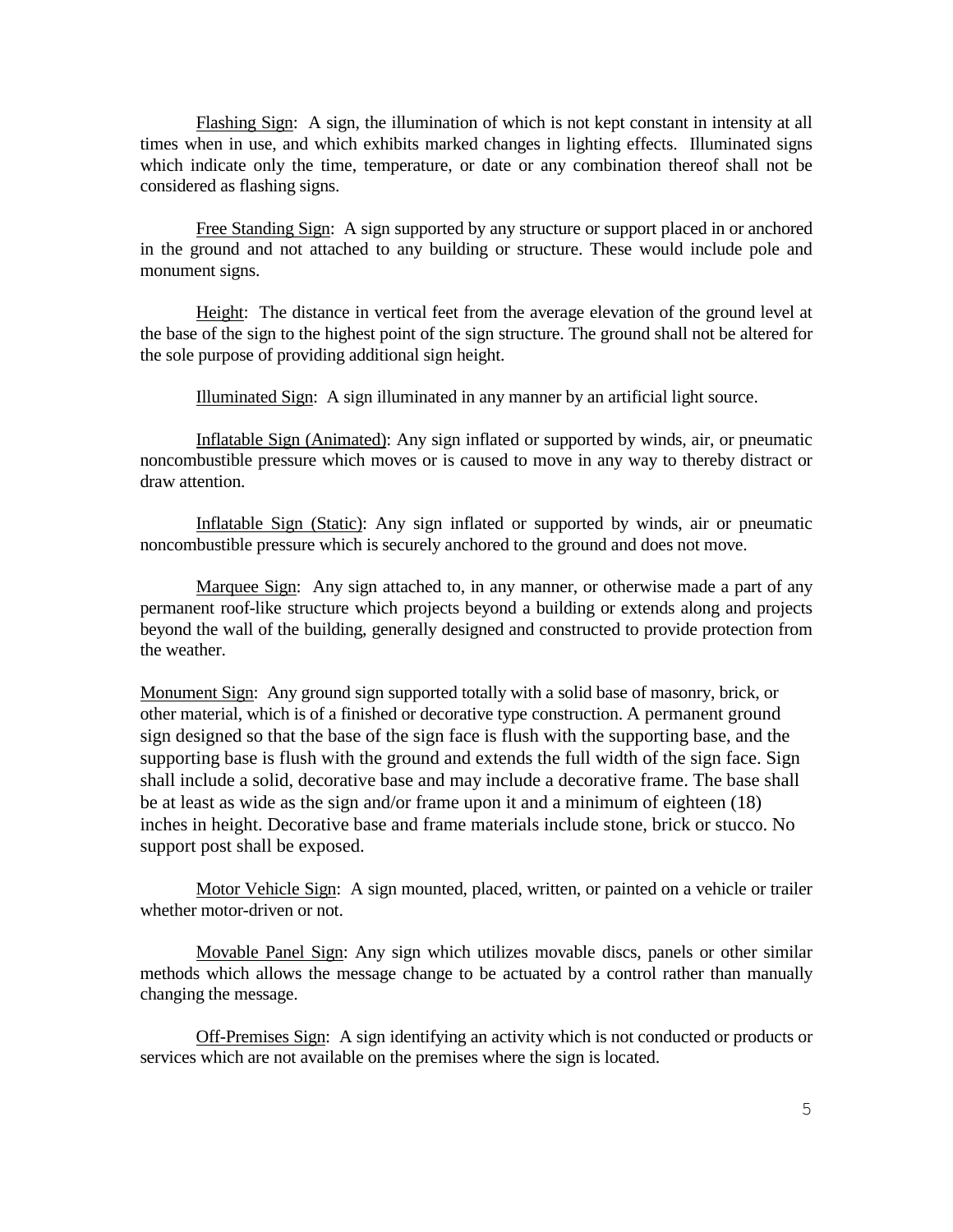<u>Flashing Sign</u>: A sign, the illumination of which is not kept constant in intensity at all times when in use, and which exhibits marked changes in lighting effects. Illuminated signs which indicate only the time, temperature, or date or any combination thereof shall not be considered as flashing signs.

<u>Free Standing Sign</u>: A sign supported by any structure or support placed in or anchored in the ground and not attached to any building or structure. These would include pole and monument signs.

<u>Height</u>: The distance in vertical feet from the average elevation of the ground level at the base of the sign to the highest point of the sign structure. The ground shall not be altered for the sole purpose of providing additional sign height.

<u>Illuminated Sign</u>: A sign illuminated in any manner by an artificial light source.

<u>Inflatable Sign (Animated)</u>: Any sign inflated or supported by winds, air, or pneumatic noncombustible pressure which moves or is caused to move in any way to thereby distract or draw attention.

<u>Inflatable Sign (Static)</u>: Any sign inflated or supported by winds, air or pneumatic noncombustible pressure which is securely anchored to the ground and does not move.

<u>Marquee Sign</u>: Any sign attached to, in any manner, or otherwise made a part of any permanent roof-like structure which projects beyond a building or extends along and projects beyond the wall of the building, generally designed and constructed to provide protection from the weather.

<u>Monument Sign</u>: Any ground sign supported totally with a solid base of masonry, brick, or other material, which is of a finished or decorative type construction. A permanent ground sign designed so that the base of the sign face is flush with the supporting base, and the supporting base is flush with the ground and extends the full width of the sign face. Sign shall include a solid, decorative base and may include a decorative frame. The base shall be at least as wide as the sign and/or frame upon it and a minimum of eighteen (18) inches in height. Decorative base and frame materials include stone, brick or stucco. No support post shall be exposed.

<u>Motor Vehicle Sign</u>: A sign mounted, placed, written, or painted on a vehicle or trailer whether motor-driven or not.

<u>Movable Panel Sign</u>: Any sign which utilizes movable discs, panels or other similar methods which allows the message change to be actuated by a control rather than manually changing the message.

<u>Off-Premises Sign</u>: A sign identifying an activity which is not conducted or products or services which are not available on the premises where the sign is located.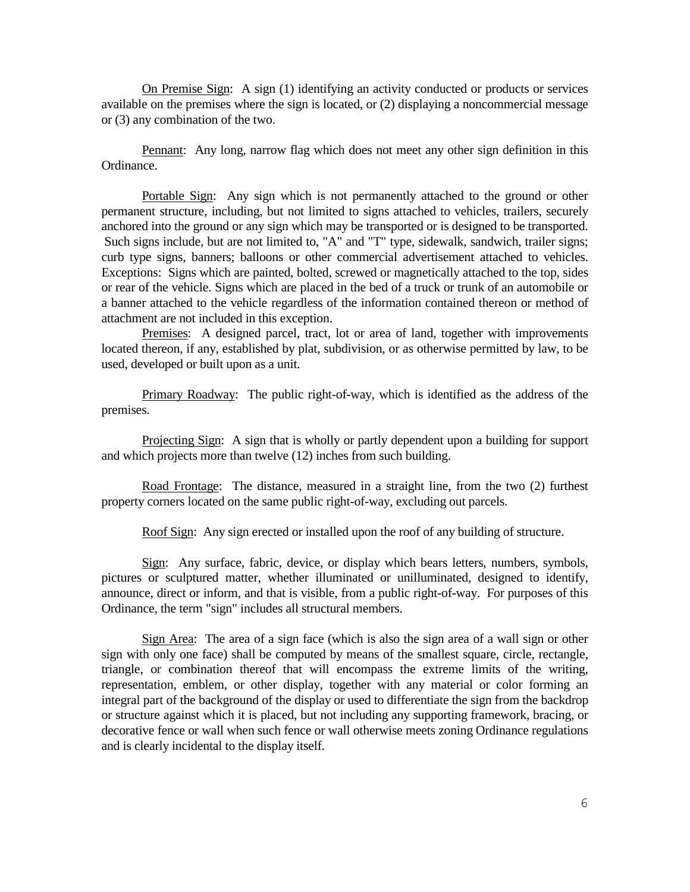On Premise Sign: A sign (1) identifying an activity conducted or products or services available on the premises where the sign is located, or (2) displaying a noncommercial message or (3) any combination of the two.

Pennant: Any long, narrow flag which does not meet any other sign definition in this Ordinance.

Portable Sign: Any sign which is not permanently attached to the ground or other permanent structure, including, but not limited to signs attached to vehicles, trailers, securely anchored into the ground or any sign which may be transported or is designed to be transported. Such signs include, but are not limited to, "A" and "T" type, sidewalk, sandwich, trailer signs; curb type signs, banners; balloons or other commercial advertisement attached to vehicles. Exceptions: Signs which are painted, bolted, screwed or magnetically attached to the top, sides or rear of the vehicle. Signs which are placed in the bed of a truck or trunk of an automobile or a banner attached to the vehicle regardless of the information contained thereon or method of attachment are not included in this exception.

Premises: A designed parcel, tract, lot or area of land, together with improvements located thereon, if any, established by plat, subdivision, or as otherwise permitted by law, to be used, developed or built upon as a unit.

Primary Roadway: The public right-of-way, which is identified as the address of the premises.

Projecting Sign: A sign that is wholly or partly dependent upon a building for support and which projects more than twelve (12) inches from such building.

Road Frontage: The distance, measured in a straight line, from the two (2) furthest property corners located on the same public right-of-way, excluding out parcels.

Roof Sign: Any sign erected or installed upon the roof of any building of structure.

Sign: Any surface, fabric, device, or display which bears letters, numbers, symbols, pictures or sculptured matter, whether illuminated or unilluminated, designed to identify, announce, direct or inform, and that is visible, from a public right-of-way. For purposes of this Ordinance, the term "sign" includes all structural members.

Sign Area: The area of a sign face (which is also the sign area of a wall sign or other sign with only one face) shall be computed by means of the smallest square, circle, rectangle, triangle, or combination thereof that will encompass the extreme limits of the writing, representation, emblem, or other display, together with any material or color forming an integral part of the background of the display or used to differentiate the sign from the backdrop or structure against which it is placed, but not including any supporting framework, bracing, or decorative fence or wall when such fence or wall otherwise meets zoning Ordinance regulations and is clearly incidental to the display itself.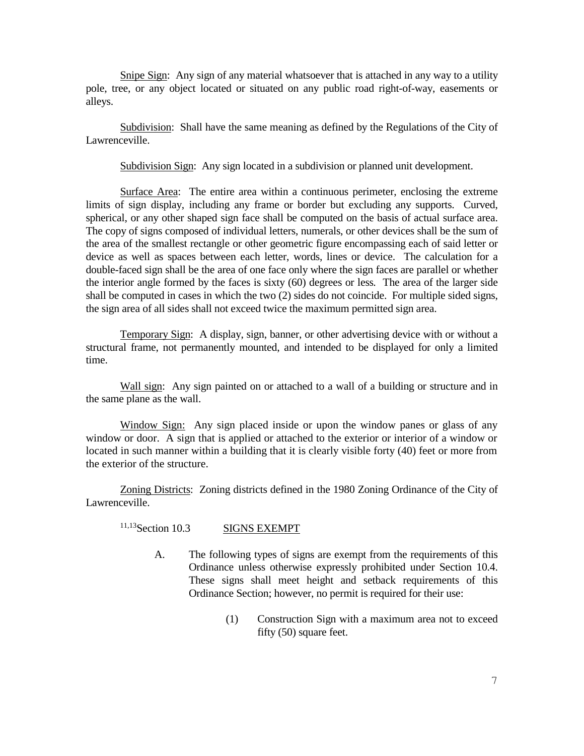Snipe Sign: Any sign of any material whatsoever that is attached in any way to a utility pole, tree, or any object located or situated on any public road right-of-way, easements or alleys.

Subdivision: Shall have the same meaning as defined by the Regulations of the City of Lawrenceville.

Subdivision Sign: Any sign located in a subdivision or planned unit development.

Surface Area: The entire area within a continuous perimeter, enclosing the extreme limits of sign display, including any frame or border but excluding any supports. Curved, spherical, or any other shaped sign face shall be computed on the basis of actual surface area. The copy of signs composed of individual letters, numerals, or other devices shall be the sum of the area of the smallest rectangle or other geometric figure encompassing each of said letter or device as well as spaces between each letter, words, lines or device. The calculation for a double-faced sign shall be the area of one face only where the sign faces are parallel or whether the interior angle formed by the faces is sixty (60) degrees or less. The area of the larger side shall be computed in cases in which the two (2) sides do not coincide. For multiple sided signs, the sign area of all sides shall not exceed twice the maximum permitted sign area.

Temporary Sign: A display, sign, banner, or other advertising device with or without a structural frame, not permanently mounted, and intended to be displayed for only a limited time.

Wall sign: Any sign painted on or attached to a wall of a building or structure and in the same plane as the wall.

Window Sign: Any sign placed inside or upon the window panes or glass of any window or door. A sign that is applied or attached to the exterior or interior of a window or located in such manner within a building that it is clearly visible forty (40) feet or more from the exterior of the structure.

Zoning Districts: Zoning districts defined in the 1980 Zoning Ordinance of the City of Lawrenceville.

[11,13]Section 10.3 SIGNS EXEMPT

A. The following types of signs are exempt from the requirements of this Ordinance unless otherwise expressly prohibited under Section 10.4. These signs shall meet height and setback requirements of this Ordinance Section; however, no permit is required for their use:

(1) Construction Sign with a maximum area not to exceed fifty (50) square feet.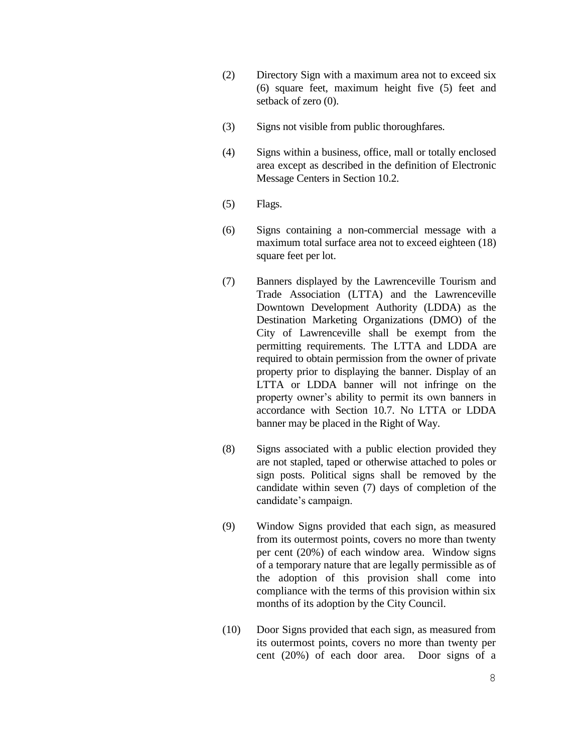(2) Directory Sign with a maximum area not to exceed six (6) square feet, maximum height five (5) feet and setback of zero (0).

(3) Signs not visible from public thoroughfares.

(4) Signs within a business, office, mall or totally enclosed area except as described in the definition of Electronic Message Centers in Section 10.2.

(5) Flags.

(6) Signs containing a non-commercial message with a maximum total surface area not to exceed eighteen (18) square feet per lot.

(7) Banners displayed by the Lawrenceville Tourism and Trade Association (LTTA) and the Lawrenceville Downtown Development Authority (LDDA) as the Destination Marketing Organizations (DMO) of the City of Lawrenceville shall be exempt from the permitting requirements. The LTTA and LDDA are required to obtain permission from the owner of private property prior to displaying the banner. Display of an LTTA or LDDA banner will not infringe on the property owner's ability to permit its own banners in accordance with Section 10.7. No LTTA or LDDA banner may be placed in the Right of Way.

(8) Signs associated with a public election provided they are not stapled, taped or otherwise attached to poles or sign posts. Political signs shall be removed by the candidate within seven (7) days of completion of the candidate's campaign.

(9) Window Signs provided that each sign, as measured from its outermost points, covers no more than twenty per cent (20%) of each window area. Window signs of a temporary nature that are legally permissible as of the adoption of this provision shall come into compliance with the terms of this provision within six months of its adoption by the City Council.

(10) Door Signs provided that each sign, as measured from its outermost points, covers no more than twenty per cent (20%) of each door area. Door signs of a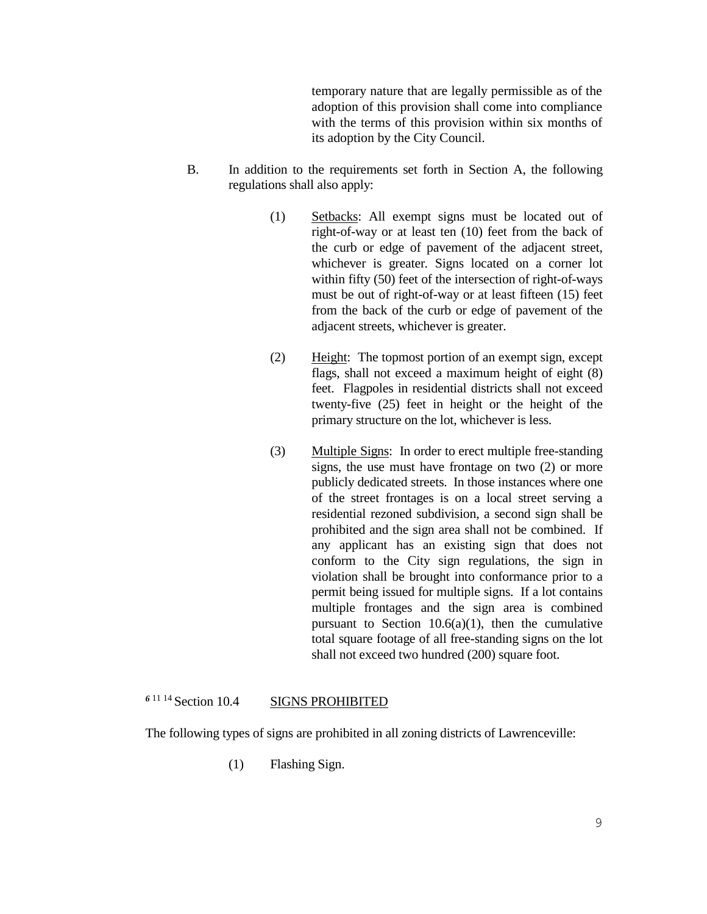temporary nature that are legally permissible as of the adoption of this provision shall come into compliance with the terms of this provision within six months of its adoption by the City Council.

B. In addition to the requirements set forth in Section A, the following regulations shall also apply:

(1) Setbacks: All exempt signs must be located out of right-of-way or at least ten (10) feet from the back of the curb or edge of pavement of the adjacent street, whichever is greater. Signs located on a corner lot within fifty (50) feet of the intersection of right-of-ways must be out of right-of-way or at least fifteen (15) feet from the back of the curb or edge of pavement of the adjacent streets, whichever is greater.

(2) Height: The topmost portion of an exempt sign, except flags, shall not exceed a maximum height of eight (8) feet. Flagpoles in residential districts shall not exceed twenty-five (25) feet in height or the height of the primary structure on the lot, whichever is less.

(3) Multiple Signs: In order to erect multiple free-standing signs, the use must have frontage on two (2) or more publicly dedicated streets. In those instances where one of the street frontages is on a local street serving a residential rezoned subdivision, a second sign shall be prohibited and the sign area shall not be combined. If any applicant has an existing sign that does not conform to the City sign regulations, the sign in violation shall be brought into conformance prior to a permit being issued for multiple signs. If a lot contains multiple frontages and the sign area is combined pursuant to Section 10.6(a)(1), then the cumulative total square footage of all free-standing signs on the lot shall not exceed two hundred (200) square foot.

## [6] [11] [14] Section 10.4 SIGNS PROHIBITED

The following types of signs are prohibited in all zoning districts of Lawrenceville:

(1) Flashing Sign.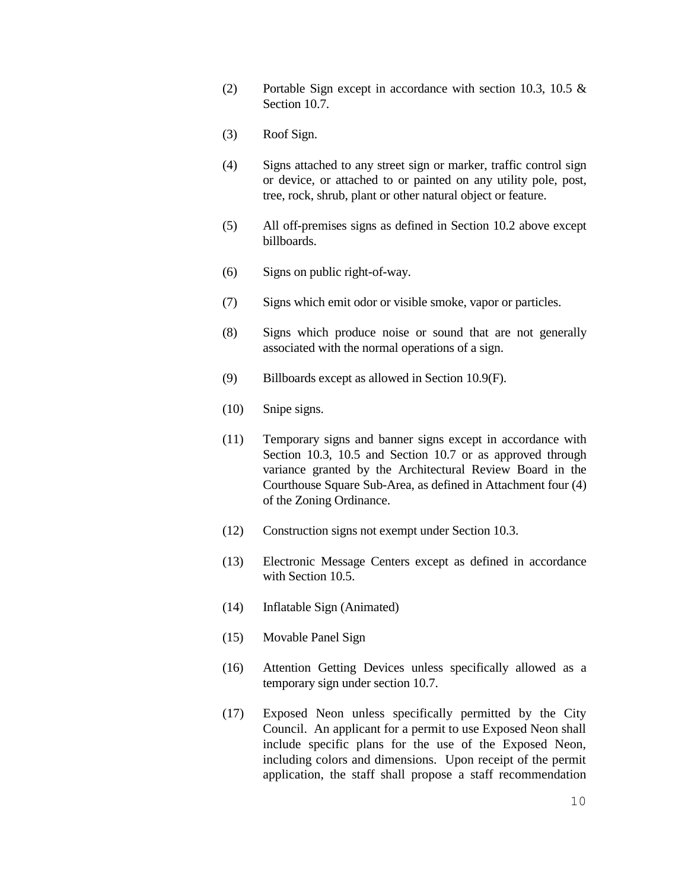(2) Portable Sign except in accordance with section 10.3, 10.5 & Section 10.7.

(3) Roof Sign.

(4) Signs attached to any street sign or marker, traffic control sign or device, or attached to or painted on any utility pole, post, tree, rock, shrub, plant or other natural object or feature.

(5) All off-premises signs as defined in Section 10.2 above except billboards.

(6) Signs on public right-of-way.

(7) Signs which emit odor or visible smoke, vapor or particles.

(8) Signs which produce noise or sound that are not generally associated with the normal operations of a sign.

(9) Billboards except as allowed in Section 10.9(F).

(10) Snipe signs.

(11) Temporary signs and banner signs except in accordance with Section 10.3, 10.5 and Section 10.7 or as approved through variance granted by the Architectural Review Board in the Courthouse Square Sub-Area, as defined in Attachment four (4) of the Zoning Ordinance.

(12) Construction signs not exempt under Section 10.3.

(13) Electronic Message Centers except as defined in accordance with Section 10.5.

(14) Inflatable Sign (Animated)

(15) Movable Panel Sign

(16) Attention Getting Devices unless specifically allowed as a temporary sign under section 10.7.

(17) Exposed Neon unless specifically permitted by the City Council. An applicant for a permit to use Exposed Neon shall include specific plans for the use of the Exposed Neon, including colors and dimensions. Upon receipt of the permit application, the staff shall propose a staff recommendation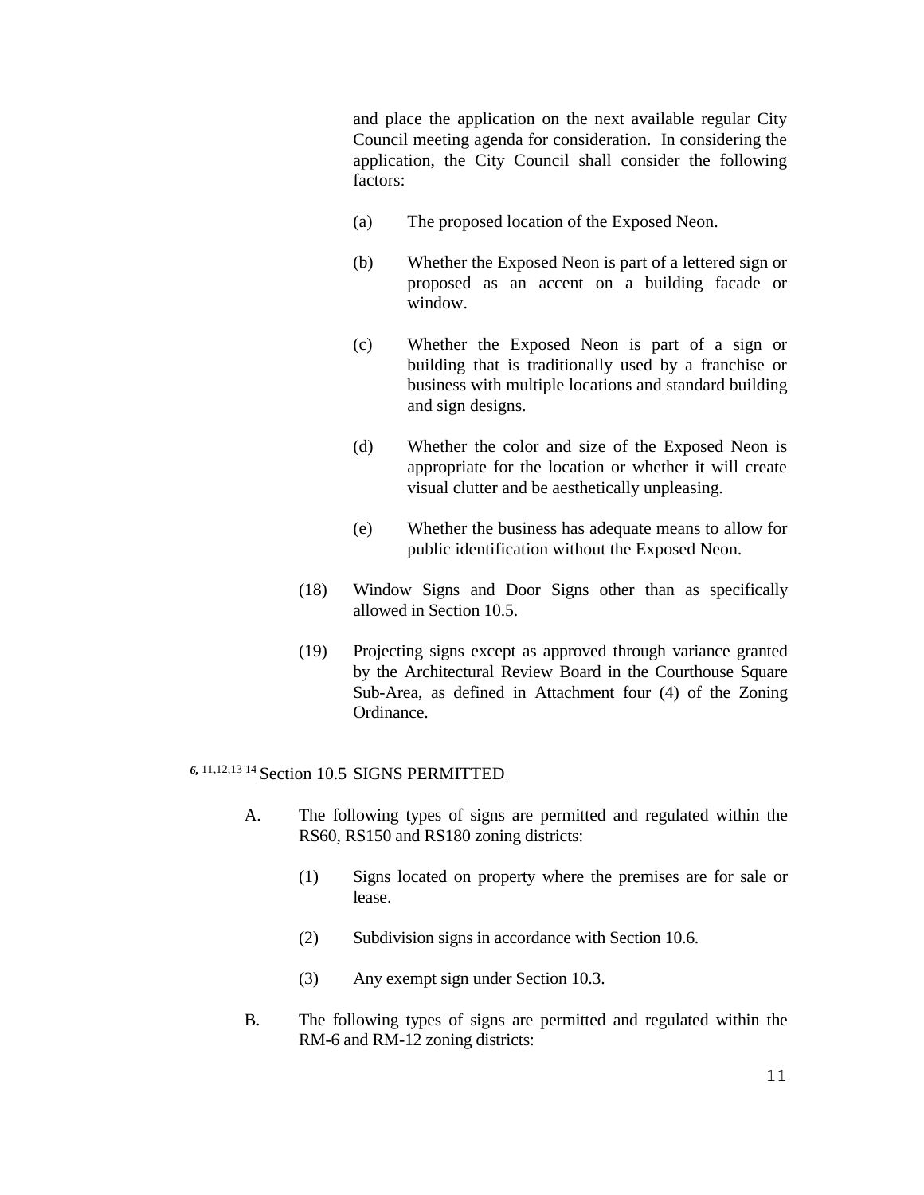and place the application on the next available regular City Council meeting agenda for consideration. In considering the application, the City Council shall consider the following factors:

(a) The proposed location of the Exposed Neon.

(b) Whether the Exposed Neon is part of a lettered sign or proposed as an accent on a building facade or window.

(c) Whether the Exposed Neon is part of a sign or building that is traditionally used by a franchise or business with multiple locations and standard building and sign designs.

(d) Whether the color and size of the Exposed Neon is appropriate for the location or whether it will create visual clutter and be aesthetically unpleasing.

(e) Whether the business has adequate means to allow for public identification without the Exposed Neon.

(18) Window Signs and Door Signs other than as specifically allowed in Section 10.5.

(19) Projecting signs except as approved through variance granted by the Architectural Review Board in the Courthouse Square Sub-Area, as defined in Attachment four (4) of the Zoning Ordinance.

[*6,* 11,12,13 14] Section 10.5 SIGNS PERMITTED

A. The following types of signs are permitted and regulated within the RS60, RS150 and RS180 zoning districts:

(1) Signs located on property where the premises are for sale or lease.

(2) Subdivision signs in accordance with Section 10.6.

(3) Any exempt sign under Section 10.3.

B. The following types of signs are permitted and regulated within the RM-6 and RM-12 zoning districts: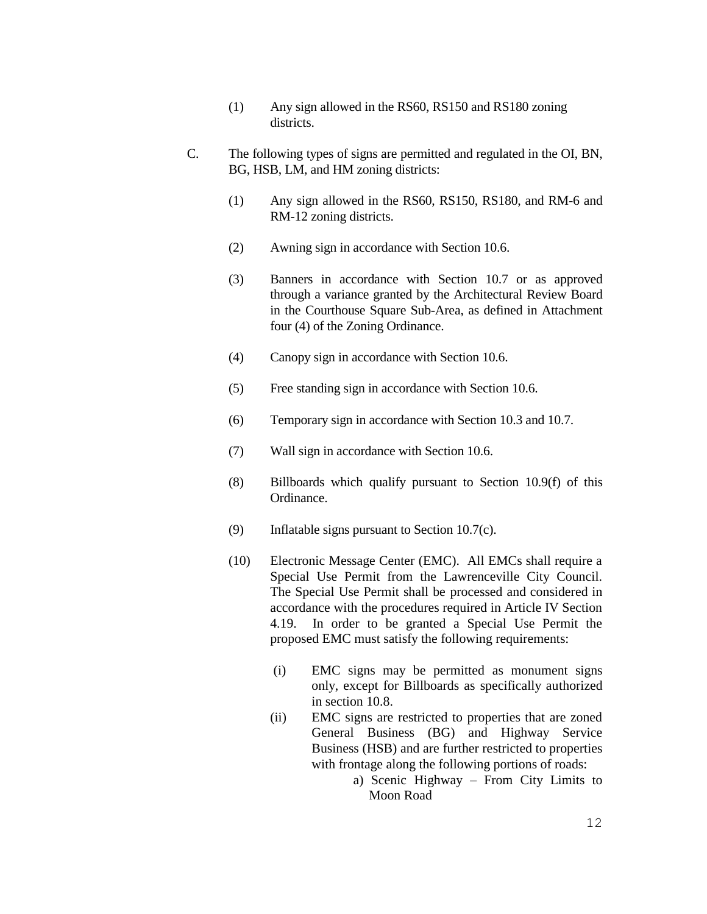(1) Any sign allowed in the RS60, RS150 and RS180 zoning districts.

C. The following types of signs are permitted and regulated in the OI, BN, BG, HSB, LM, and HM zoning districts:

(1) Any sign allowed in the RS60, RS150, RS180, and RM-6 and RM-12 zoning districts.

(2) Awning sign in accordance with Section 10.6.

(3) Banners in accordance with Section 10.7 or as approved through a variance granted by the Architectural Review Board in the Courthouse Square Sub-Area, as defined in Attachment four (4) of the Zoning Ordinance.

(4) Canopy sign in accordance with Section 10.6.

(5) Free standing sign in accordance with Section 10.6.

(6) Temporary sign in accordance with Section 10.3 and 10.7.

(7) Wall sign in accordance with Section 10.6.

(8) Billboards which qualify pursuant to Section 10.9(f) of this Ordinance.

(9) Inflatable signs pursuant to Section 10.7(c).

(10) Electronic Message Center (EMC). All EMCs shall require a Special Use Permit from the Lawrenceville City Council. The Special Use Permit shall be processed and considered in accordance with the procedures required in Article IV Section 4.19. In order to be granted a Special Use Permit the proposed EMC must satisfy the following requirements:

(i) EMC signs may be permitted as monument signs only, except for Billboards as specifically authorized in section 10.8.

(ii) EMC signs are restricted to properties that are zoned General Business (BG) and Highway Service Business (HSB) and are further restricted to properties with frontage along the following portions of roads:

a) Scenic Highway – From City Limits to Moon Road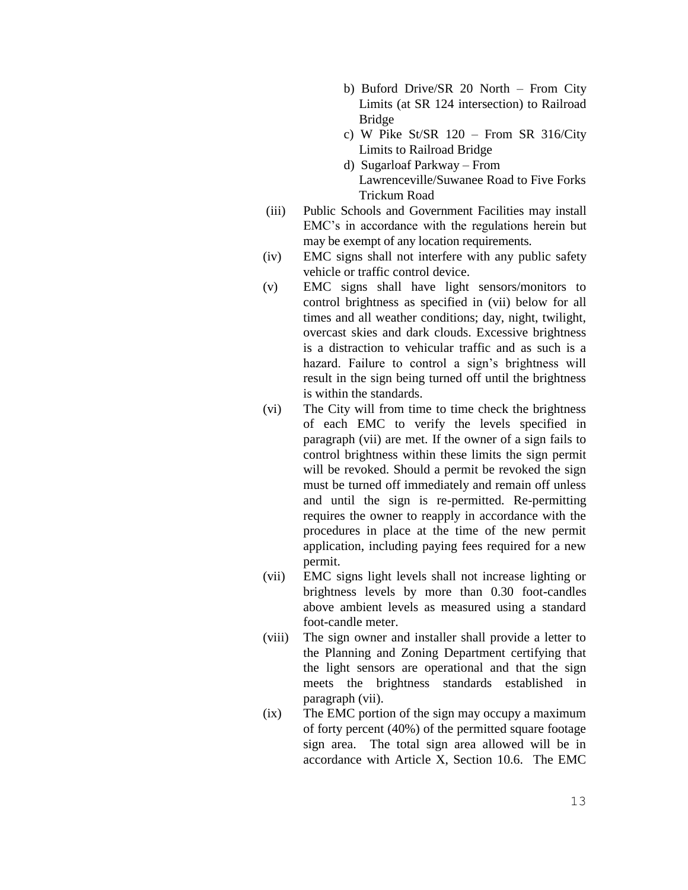b) Buford Drive/SR 20 North – From City Limits (at SR 124 intersection) to Railroad Bridge

c) W Pike St/SR 120 – From SR 316/City Limits to Railroad Bridge

d) Sugarloaf Parkway – From Lawrenceville/Suwanee Road to Five Forks Trickum Road

(iii) Public Schools and Government Facilities may install EMC's in accordance with the regulations herein but may be exempt of any location requirements.

(iv) EMC signs shall not interfere with any public safety vehicle or traffic control device.

(v) EMC signs shall have light sensors/monitors to control brightness as specified in (vii) below for all times and all weather conditions; day, night, twilight, overcast skies and dark clouds. Excessive brightness is a distraction to vehicular traffic and as such is a hazard. Failure to control a sign's brightness will result in the sign being turned off until the brightness is within the standards.

(vi) The City will from time to time check the brightness of each EMC to verify the levels specified in paragraph (vii) are met. If the owner of a sign fails to control brightness within these limits the sign permit will be revoked. Should a permit be revoked the sign must be turned off immediately and remain off unless and until the sign is re-permitted. Re-permitting requires the owner to reapply in accordance with the procedures in place at the time of the new permit application, including paying fees required for a new permit.

(vii) EMC signs light levels shall not increase lighting or brightness levels by more than 0.30 foot-candles above ambient levels as measured using a standard foot-candle meter.

(viii) The sign owner and installer shall provide a letter to the Planning and Zoning Department certifying that the light sensors are operational and that the sign meets the brightness standards established in paragraph (vii).

(ix) The EMC portion of the sign may occupy a maximum of forty percent (40%) of the permitted square footage sign area. The total sign area allowed will be in accordance with Article X, Section 10.6. The EMC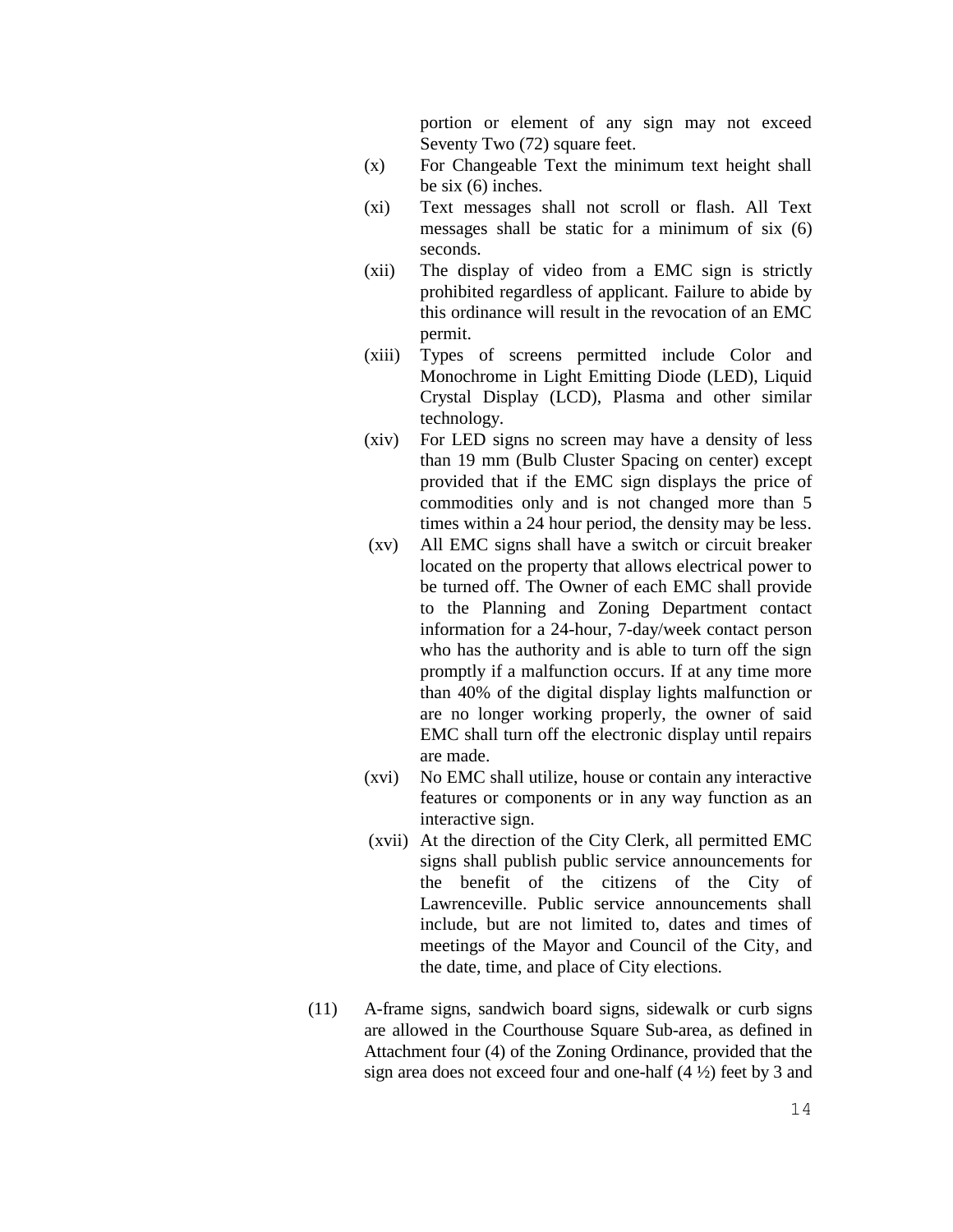portion or element of any sign may not exceed Seventy Two (72) square feet.

(x) For Changeable Text the minimum text height shall be six (6) inches.

(xi) Text messages shall not scroll or flash. All Text messages shall be static for a minimum of six (6) seconds.

(xii) The display of video from a EMC sign is strictly prohibited regardless of applicant. Failure to abide by this ordinance will result in the revocation of an EMC permit.

(xiii) Types of screens permitted include Color and Monochrome in Light Emitting Diode (LED), Liquid Crystal Display (LCD), Plasma and other similar technology.

(xiv) For LED signs no screen may have a density of less than 19 mm (Bulb Cluster Spacing on center) except provided that if the EMC sign displays the price of commodities only and is not changed more than 5 times within a 24 hour period, the density may be less.

(xv) All EMC signs shall have a switch or circuit breaker located on the property that allows electrical power to be turned off. The Owner of each EMC shall provide to the Planning and Zoning Department contact information for a 24-hour, 7-day/week contact person who has the authority and is able to turn off the sign promptly if a malfunction occurs. If at any time more than 40% of the digital display lights malfunction or are no longer working properly, the owner of said EMC shall turn off the electronic display until repairs are made.

(xvi) No EMC shall utilize, house or contain any interactive features or components or in any way function as an interactive sign.

(xvii) At the direction of the City Clerk, all permitted EMC signs shall publish public service announcements for the benefit of the citizens of the City of Lawrenceville. Public service announcements shall include, but are not limited to, dates and times of meetings of the Mayor and Council of the City, and the date, time, and place of City elections.

(11) A-frame signs, sandwich board signs, sidewalk or curb signs are allowed in the Courthouse Square Sub-area, as defined in Attachment four (4) of the Zoning Ordinance, provided that the sign area does not exceed four and one-half (4 ½) feet by 3 and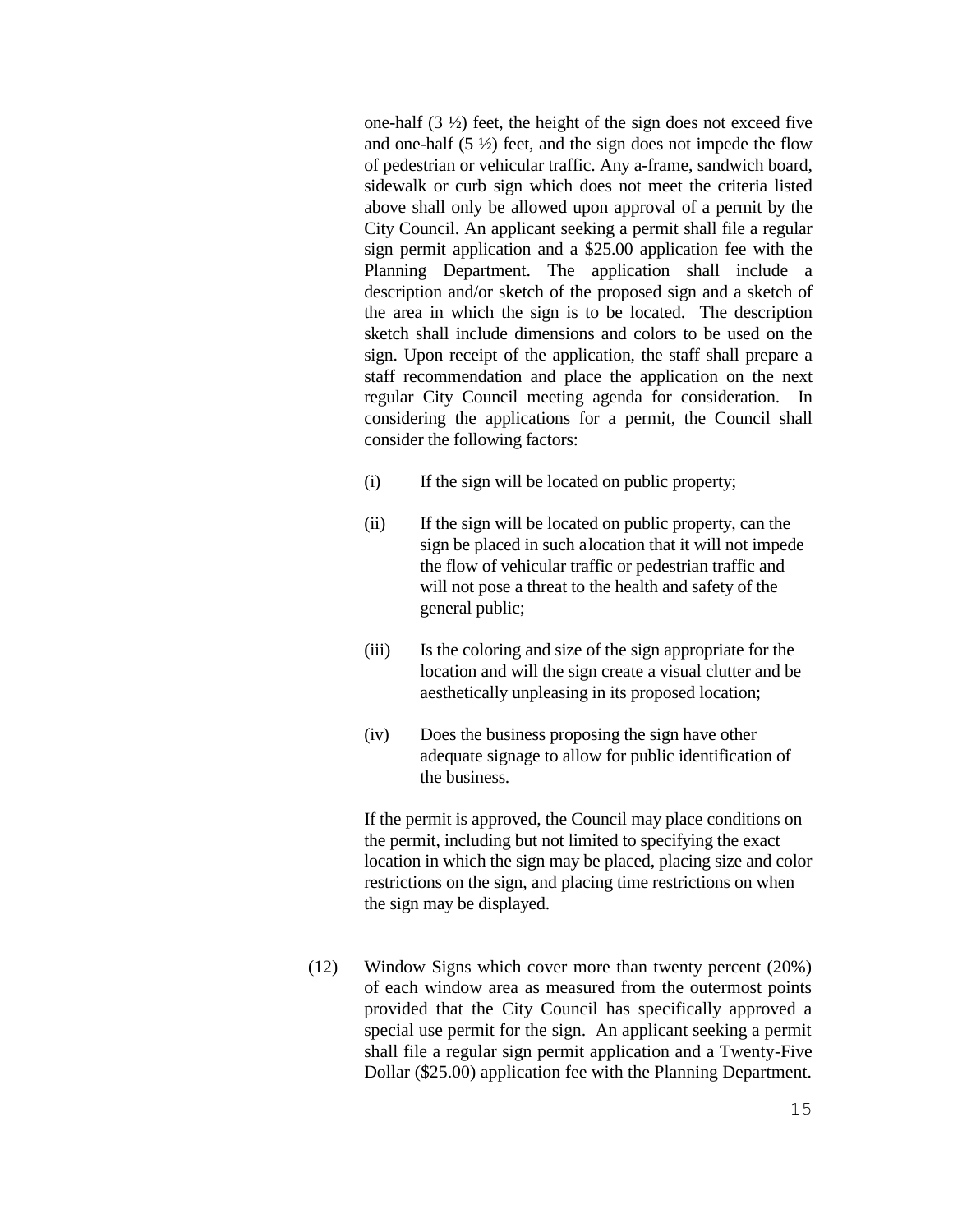one-half (3 ½) feet, the height of the sign does not exceed five and one-half (5 ½) feet, and the sign does not impede the flow of pedestrian or vehicular traffic. Any a-frame, sandwich board, sidewalk or curb sign which does not meet the criteria listed above shall only be allowed upon approval of a permit by the City Council. An applicant seeking a permit shall file a regular sign permit application and a $25.00 application fee with the Planning Department. The application shall include a description and/or sketch of the proposed sign and a sketch of the area in which the sign is to be located. The description sketch shall include dimensions and colors to be used on the sign. Upon receipt of the application, the staff shall prepare a staff recommendation and place the application on the next regular City Council meeting agenda for consideration. In considering the applications for a permit, the Council shall consider the following factors:

(i) If the sign will be located on public property;

(ii) If the sign will be located on public property, can the sign be placed in such a location that it will not impede the flow of vehicular traffic or pedestrian traffic and will not pose a threat to the health and safety of the general public;

(iii) Is the coloring and size of the sign appropriate for the location and will the sign create a visual clutter and be aesthetically unpleasing in its proposed location;

(iv) Does the business proposing the sign have other adequate signage to allow for public identification of the business.

If the permit is approved, the Council may place conditions on the permit, including but not limited to specifying the exact location in which the sign may be placed, placing size and color restrictions on the sign, and placing time restrictions on when the sign may be displayed.

(12) Window Signs which cover more than twenty percent (20%) of each window area as measured from the outermost points provided that the City Council has specifically approved a special use permit for the sign. An applicant seeking a permit shall file a regular sign permit application and a Twenty-Five Dollar ($25.00) application fee with the Planning Department.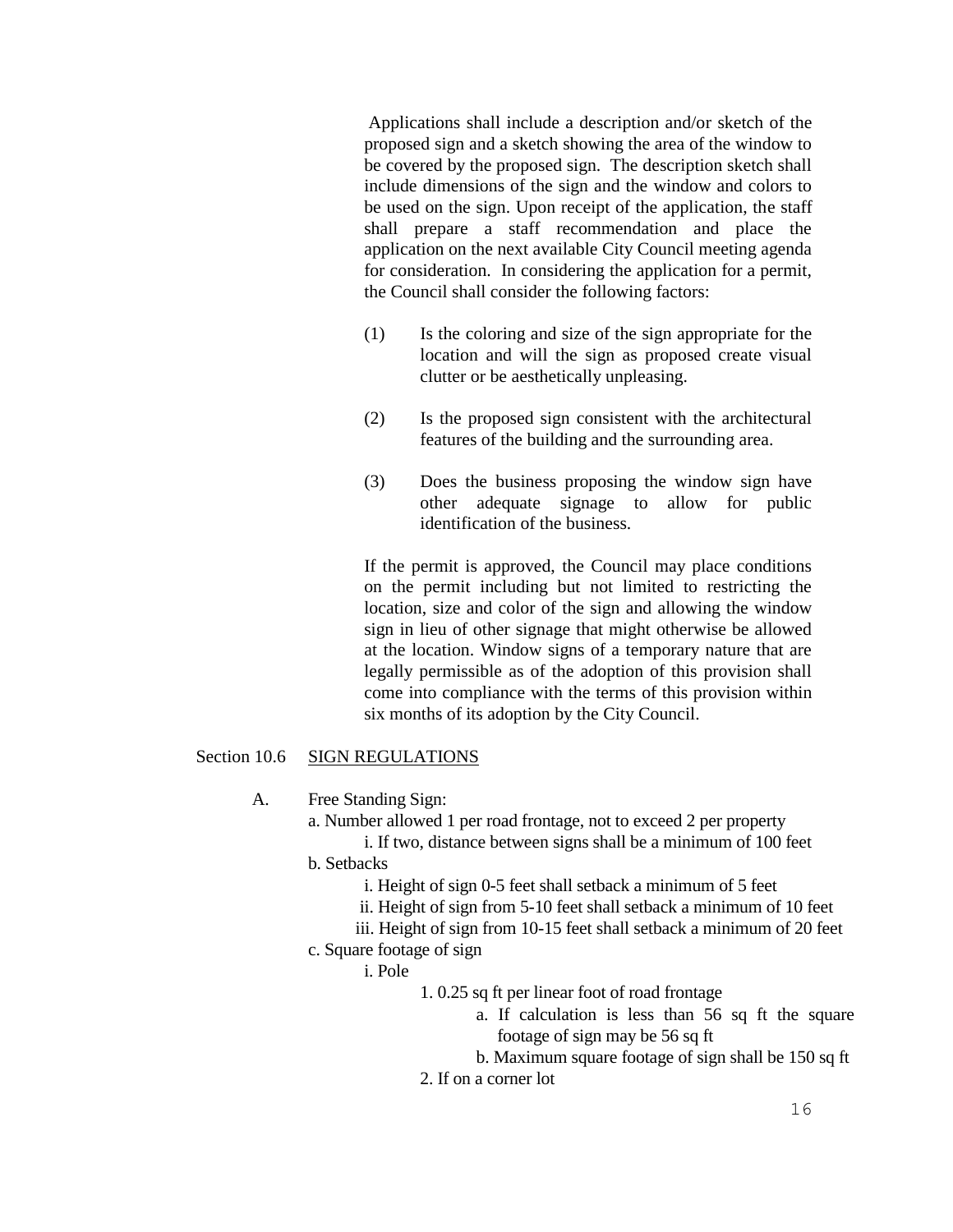Applications shall include a description and/or sketch of the proposed sign and a sketch showing the area of the window to be covered by the proposed sign. The description sketch shall include dimensions of the sign and the window and colors to be used on the sign. Upon receipt of the application, the staff shall prepare a staff recommendation and place the application on the next available City Council meeting agenda for consideration. In considering the application for a permit, the Council shall consider the following factors:

(1) Is the coloring and size of the sign appropriate for the location and will the sign as proposed create visual clutter or be aesthetically unpleasing.

(2) Is the proposed sign consistent with the architectural features of the building and the surrounding area.

(3) Does the business proposing the window sign have other adequate signage to allow for public identification of the business.

If the permit is approved, the Council may place conditions on the permit including but not limited to restricting the location, size and color of the sign and allowing the window sign in lieu of other signage that might otherwise be allowed at the location. Window signs of a temporary nature that are legally permissible as of the adoption of this provision shall come into compliance with the terms of this provision within six months of its adoption by the City Council.

Section 10.6 SIGN REGULATIONS

A. Free Standing Sign:

a. Number allowed 1 per road frontage, not to exceed 2 per property
   - i. If two, distance between signs shall be a minimum of 100 feet

b. Setbacks
   - i. Height of sign 0-5 feet shall setback a minimum of 5 feet
   - ii. Height of sign from 5-10 feet shall setback a minimum of 10 feet
   - iii. Height of sign from 10-15 feet shall setback a minimum of 20 feet

c. Square footage of sign
   - i. Pole
     1. 0.25 sq ft per linear foot of road frontage
        - a. If calculation is less than 56 sq ft the square footage of sign may be 56 sq ft
        - b. Maximum square footage of sign shall be 150 sq ft
     2. If on a corner lot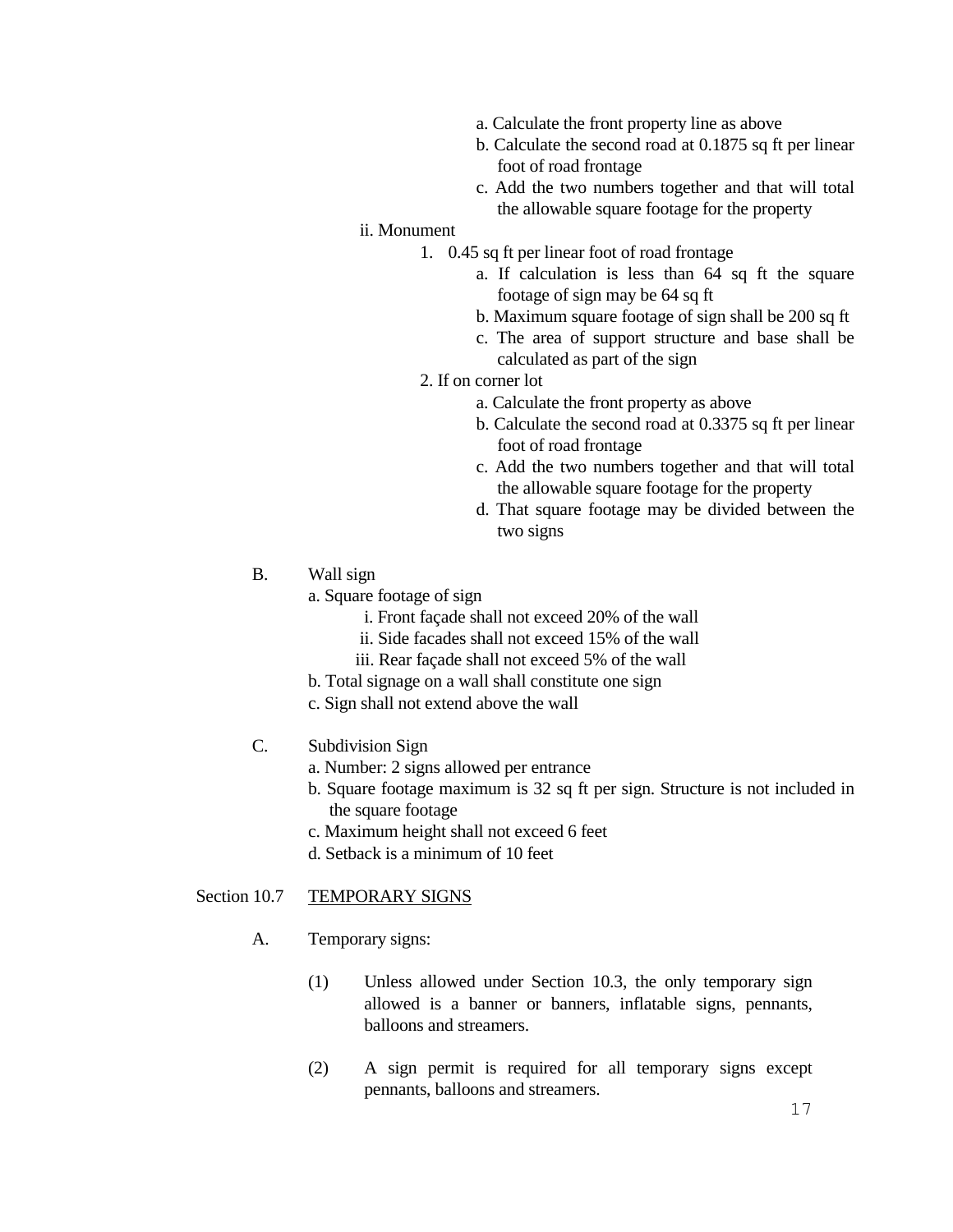a. Calculate the front property line as above

b. Calculate the second road at 0.1875 sq ft per linear foot of road frontage

c. Add the two numbers together and that will total the allowable square footage for the property

ii. Monument

1. 0.45 sq ft per linear foot of road frontage

a. If calculation is less than 64 sq ft the square footage of sign may be 64 sq ft

b. Maximum square footage of sign shall be 200 sq ft

c. The area of support structure and base shall be calculated as part of the sign

2. If on corner lot

a. Calculate the front property as above

b. Calculate the second road at 0.3375 sq ft per linear foot of road frontage

c. Add the two numbers together and that will total the allowable square footage for the property

d. That square footage may be divided between the two signs

B. Wall sign

a. Square footage of sign

i. Front façade shall not exceed 20% of the wall

ii. Side facades shall not exceed 15% of the wall

iii. Rear façade shall not exceed 5% of the wall

b. Total signage on a wall shall constitute one sign

c. Sign shall not extend above the wall

C. Subdivision Sign

a. Number: 2 signs allowed per entrance

b. Square footage maximum is 32 sq ft per sign. Structure is not included in the square footage

c. Maximum height shall not exceed 6 feet

d. Setback is a minimum of 10 feet

Section 10.7 <u>TEMPORARY SIGNS</u>

A. Temporary signs:

(1) Unless allowed under Section 10.3, the only temporary sign allowed is a banner or banners, inflatable signs, pennants, balloons and streamers.

(2) A sign permit is required for all temporary signs except pennants, balloons and streamers.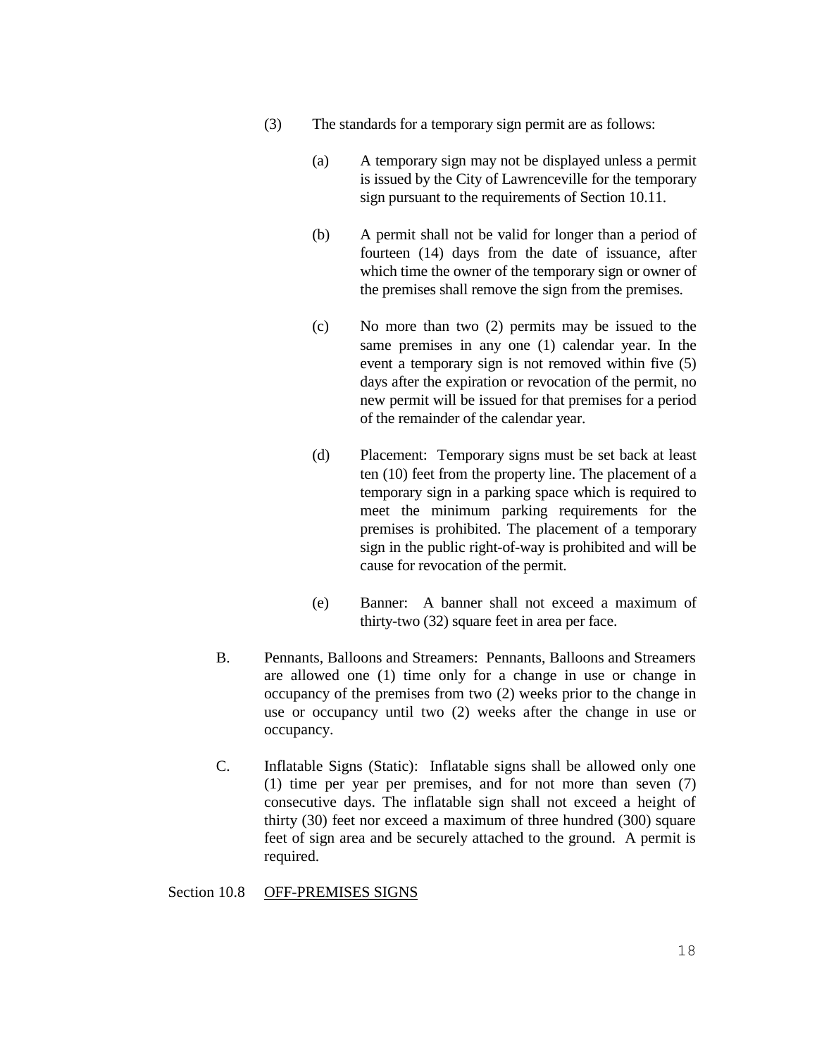(3) The standards for a temporary sign permit are as follows:

(a) A temporary sign may not be displayed unless a permit is issued by the City of Lawrenceville for the temporary sign pursuant to the requirements of Section 10.11.

(b) A permit shall not be valid for longer than a period of fourteen (14) days from the date of issuance, after which time the owner of the temporary sign or owner of the premises shall remove the sign from the premises.

(c) No more than two (2) permits may be issued to the same premises in any one (1) calendar year. In the event a temporary sign is not removed within five (5) days after the expiration or revocation of the permit, no new permit will be issued for that premises for a period of the remainder of the calendar year.

(d) Placement: Temporary signs must be set back at least ten (10) feet from the property line. The placement of a temporary sign in a parking space which is required to meet the minimum parking requirements for the premises is prohibited. The placement of a temporary sign in the public right-of-way is prohibited and will be cause for revocation of the permit.

(e) Banner: A banner shall not exceed a maximum of thirty-two (32) square feet in area per face.

B. Pennants, Balloons and Streamers: Pennants, Balloons and Streamers are allowed one (1) time only for a change in use or change in occupancy of the premises from two (2) weeks prior to the change in use or occupancy until two (2) weeks after the change in use or occupancy.

C. Inflatable Signs (Static): Inflatable signs shall be allowed only one (1) time per year per premises, and for not more than seven (7) consecutive days. The inflatable sign shall not exceed a height of thirty (30) feet nor exceed a maximum of three hundred (300) square feet of sign area and be securely attached to the ground. A permit is required.

Section 10.8 OFF-PREMISES SIGNS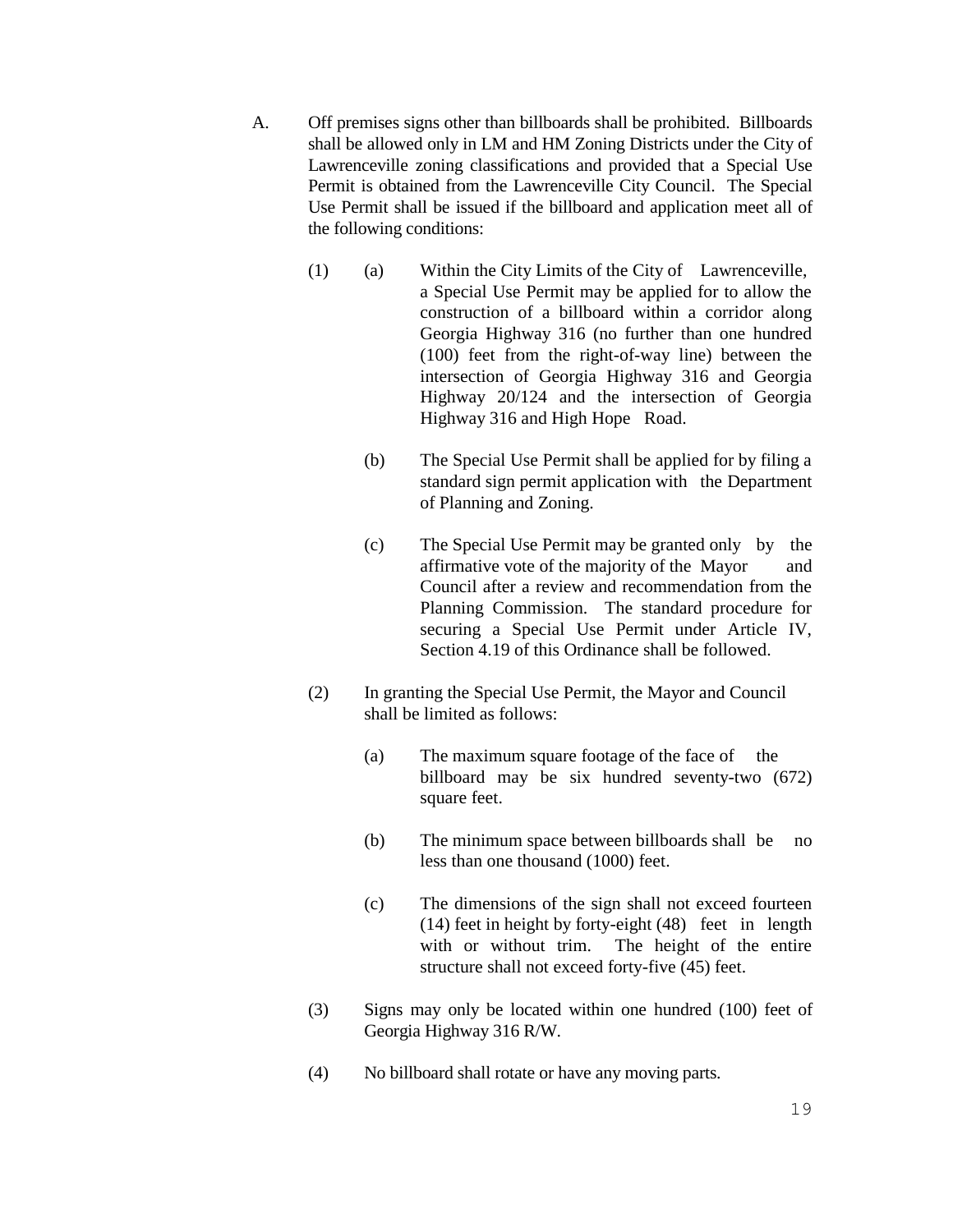A. Off premises signs other than billboards shall be prohibited. Billboards shall be allowed only in LM and HM Zoning Districts under the City of Lawrenceville zoning classifications and provided that a Special Use Permit is obtained from the Lawrenceville City Council. The Special Use Permit shall be issued if the billboard and application meet all of the following conditions:

(1) (a) Within the City Limits of the City of Lawrenceville, a Special Use Permit may be applied for to allow the construction of a billboard within a corridor along Georgia Highway 316 (no further than one hundred (100) feet from the right-of-way line) between the intersection of Georgia Highway 316 and Georgia Highway 20/124 and the intersection of Georgia Highway 316 and High Hope Road.

(b) The Special Use Permit shall be applied for by filing a standard sign permit application with the Department of Planning and Zoning.

(c) The Special Use Permit may be granted only by the affirmative vote of the majority of the Mayor and Council after a review and recommendation from the Planning Commission. The standard procedure for securing a Special Use Permit under Article IV, Section 4.19 of this Ordinance shall be followed.

(2) In granting the Special Use Permit, the Mayor and Council shall be limited as follows:

(a) The maximum square footage of the face of the billboard may be six hundred seventy-two (672) square feet.

(b) The minimum space between billboards shall be no less than one thousand (1000) feet.

(c) The dimensions of the sign shall not exceed fourteen (14) feet in height by forty-eight (48) feet in length with or without trim. The height of the entire structure shall not exceed forty-five (45) feet.

(3) Signs may only be located within one hundred (100) feet of Georgia Highway 316 R/W.

(4) No billboard shall rotate or have any moving parts.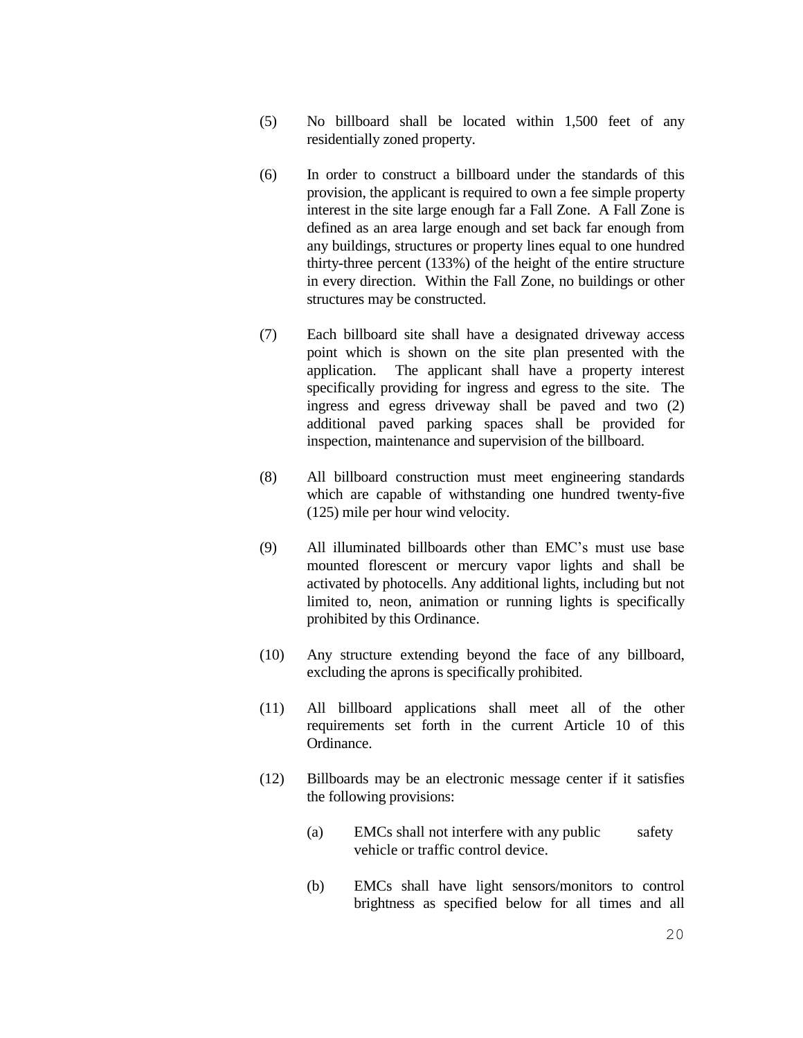(5) No billboard shall be located within 1,500 feet of any residentially zoned property.

(6) In order to construct a billboard under the standards of this provision, the applicant is required to own a fee simple property interest in the site large enough far a Fall Zone. A Fall Zone is defined as an area large enough and set back far enough from any buildings, structures or property lines equal to one hundred thirty-three percent (133%) of the height of the entire structure in every direction. Within the Fall Zone, no buildings or other structures may be constructed.

(7) Each billboard site shall have a designated driveway access point which is shown on the site plan presented with the application. The applicant shall have a property interest specifically providing for ingress and egress to the site. The ingress and egress driveway shall be paved and two (2) additional paved parking spaces shall be provided for inspection, maintenance and supervision of the billboard.

(8) All billboard construction must meet engineering standards which are capable of withstanding one hundred twenty-five (125) mile per hour wind velocity.

(9) All illuminated billboards other than EMC's must use base mounted florescent or mercury vapor lights and shall be activated by photocells. Any additional lights, including but not limited to, neon, animation or running lights is specifically prohibited by this Ordinance.

(10) Any structure extending beyond the face of any billboard, excluding the aprons is specifically prohibited.

(11) All billboard applications shall meet all of the other requirements set forth in the current Article 10 of this Ordinance.

(12) Billboards may be an electronic message center if it satisfies the following provisions:

   (a) EMCs shall not interfere with any public safety vehicle or traffic control device.

   (b) EMCs shall have light sensors/monitors to control brightness as specified below for all times and all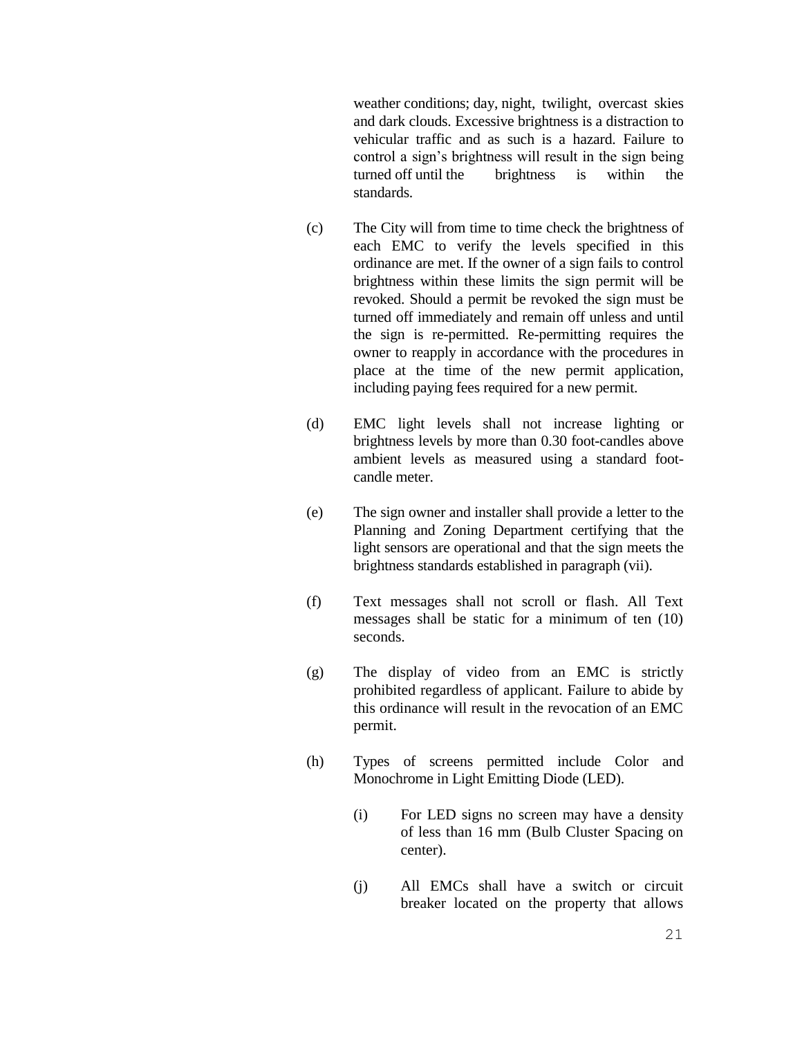weather conditions; day, night, twilight, overcast skies and dark clouds. Excessive brightness is a distraction to vehicular traffic and as such is a hazard. Failure to control a sign's brightness will result in the sign being turned off until the brightness is within the standards.

(c) The City will from time to time check the brightness of each EMC to verify the levels specified in this ordinance are met. If the owner of a sign fails to control brightness within these limits the sign permit will be revoked. Should a permit be revoked the sign must be turned off immediately and remain off unless and until the sign is re-permitted. Re-permitting requires the owner to reapply in accordance with the procedures in place at the time of the new permit application, including paying fees required for a new permit.

(d) EMC light levels shall not increase lighting or brightness levels by more than 0.30 foot-candles above ambient levels as measured using a standard foot-candle meter.

(e) The sign owner and installer shall provide a letter to the Planning and Zoning Department certifying that the light sensors are operational and that the sign meets the brightness standards established in paragraph (vii).

(f) Text messages shall not scroll or flash. All Text messages shall be static for a minimum of ten (10) seconds.

(g) The display of video from an EMC is strictly prohibited regardless of applicant. Failure to abide by this ordinance will result in the revocation of an EMC permit.

(h) Types of screens permitted include Color and Monochrome in Light Emitting Diode (LED).

> (i) For LED signs no screen may have a density of less than 16 mm (Bulb Cluster Spacing on center).
>
> (j) All EMCs shall have a switch or circuit breaker located on the property that allows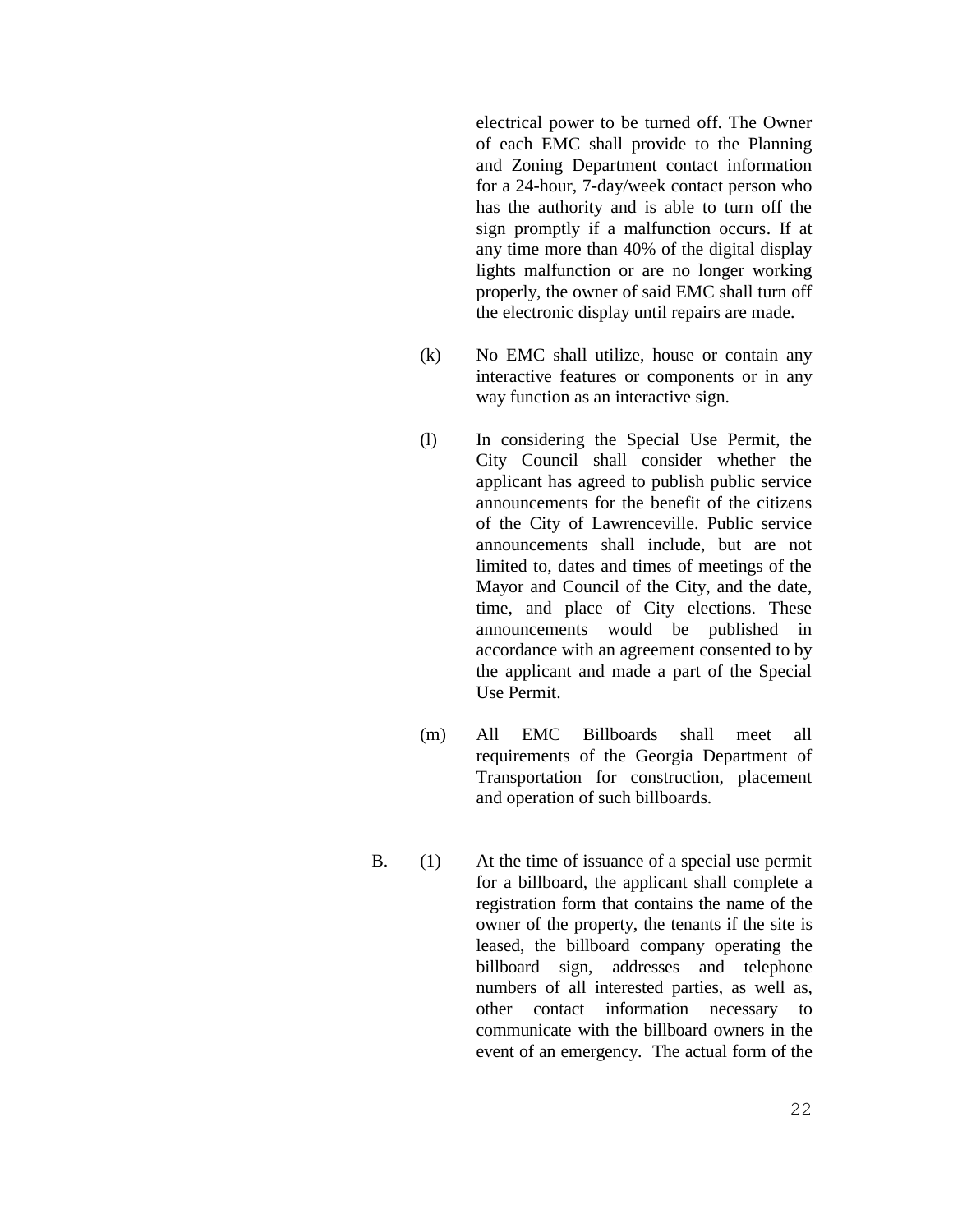electrical power to be turned off. The Owner of each EMC shall provide to the Planning and Zoning Department contact information for a 24-hour, 7-day/week contact person who has the authority and is able to turn off the sign promptly if a malfunction occurs. If at any time more than 40% of the digital display lights malfunction or are no longer working properly, the owner of said EMC shall turn off the electronic display until repairs are made.

(k) No EMC shall utilize, house or contain any interactive features or components or in any way function as an interactive sign.

(l) In considering the Special Use Permit, the City Council shall consider whether the applicant has agreed to publish public service announcements for the benefit of the citizens of the City of Lawrenceville. Public service announcements shall include, but are not limited to, dates and times of meetings of the Mayor and Council of the City, and the date, time, and place of City elections. These announcements would be published in accordance with an agreement consented to by the applicant and made a part of the Special Use Permit.

(m) All EMC Billboards shall meet all requirements of the Georgia Department of Transportation for construction, placement and operation of such billboards.

B. (1) At the time of issuance of a special use permit for a billboard, the applicant shall complete a registration form that contains the name of the owner of the property, the tenants if the site is leased, the billboard company operating the billboard sign, addresses and telephone numbers of all interested parties, as well as, other contact information necessary to communicate with the billboard owners in the event of an emergency. The actual form of the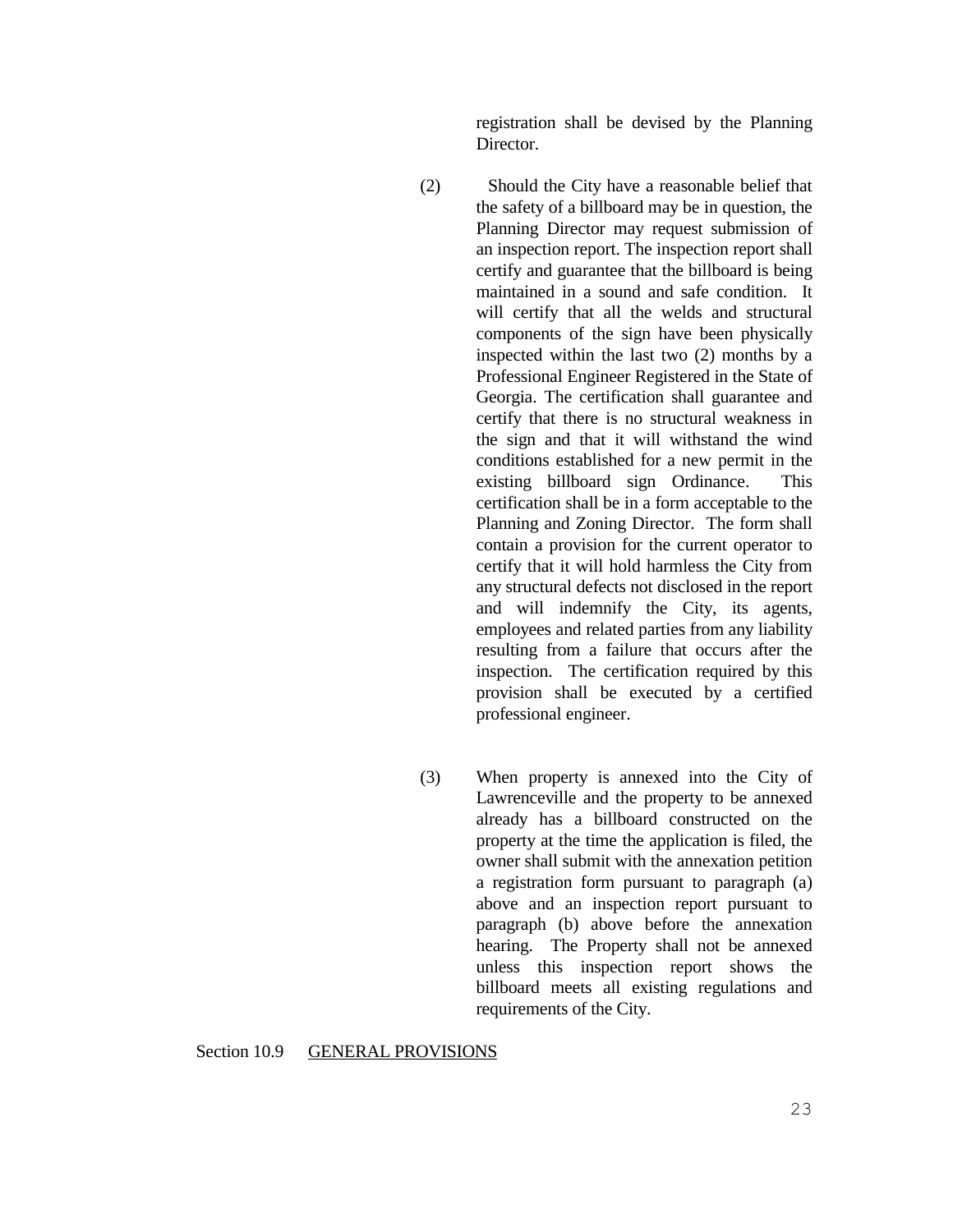registration shall be devised by the Planning Director.

(2) Should the City have a reasonable belief that the safety of a billboard may be in question, the Planning Director may request submission of an inspection report. The inspection report shall certify and guarantee that the billboard is being maintained in a sound and safe condition. It will certify that all the welds and structural components of the sign have been physically inspected within the last two (2) months by a Professional Engineer Registered in the State of Georgia. The certification shall guarantee and certify that there is no structural weakness in the sign and that it will withstand the wind conditions established for a new permit in the existing billboard sign Ordinance. This certification shall be in a form acceptable to the Planning and Zoning Director. The form shall contain a provision for the current operator to certify that it will hold harmless the City from any structural defects not disclosed in the report and will indemnify the City, its agents, employees and related parties from any liability resulting from a failure that occurs after the inspection. The certification required by this provision shall be executed by a certified professional engineer.

(3) When property is annexed into the City of Lawrenceville and the property to be annexed already has a billboard constructed on the property at the time the application is filed, the owner shall submit with the annexation petition a registration form pursuant to paragraph (a) above and an inspection report pursuant to paragraph (b) above before the annexation hearing. The Property shall not be annexed unless this inspection report shows the billboard meets all existing regulations and requirements of the City.

Section 10.9 <u>GENERAL PROVISIONS</u>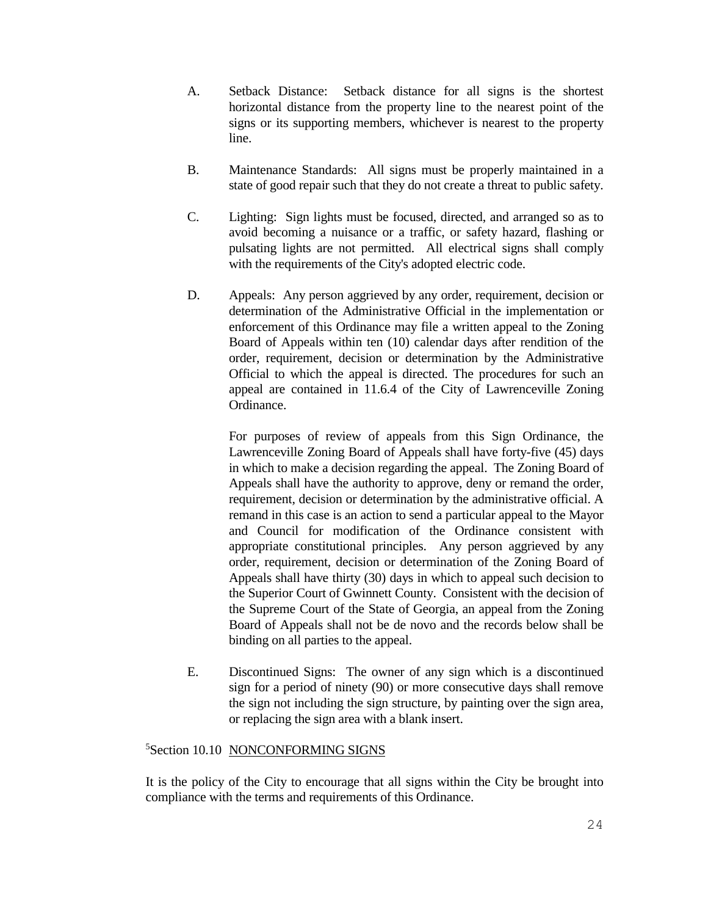A. Setback Distance: Setback distance for all signs is the shortest horizontal distance from the property line to the nearest point of the signs or its supporting members, whichever is nearest to the property line.

B. Maintenance Standards: All signs must be properly maintained in a state of good repair such that they do not create a threat to public safety.

C. Lighting: Sign lights must be focused, directed, and arranged so as to avoid becoming a nuisance or a traffic, or safety hazard, flashing or pulsating lights are not permitted. All electrical signs shall comply with the requirements of the City's adopted electric code.

D. Appeals: Any person aggrieved by any order, requirement, decision or determination of the Administrative Official in the implementation or enforcement of this Ordinance may file a written appeal to the Zoning Board of Appeals within ten (10) calendar days after rendition of the order, requirement, decision or determination by the Administrative Official to which the appeal is directed. The procedures for such an appeal are contained in 11.6.4 of the City of Lawrenceville Zoning Ordinance.

   For purposes of review of appeals from this Sign Ordinance, the Lawrenceville Zoning Board of Appeals shall have forty-five (45) days in which to make a decision regarding the appeal. The Zoning Board of Appeals shall have the authority to approve, deny or remand the order, requirement, decision or determination by the administrative official. A remand in this case is an action to send a particular appeal to the Mayor and Council for modification of the Ordinance consistent with appropriate constitutional principles. Any person aggrieved by any order, requirement, decision or determination of the Zoning Board of Appeals shall have thirty (30) days in which to appeal such decision to the Superior Court of Gwinnett County. Consistent with the decision of the Supreme Court of the State of Georgia, an appeal from the Zoning Board of Appeals shall not be de novo and the records below shall be binding on all parties to the appeal.

E. Discontinued Signs: The owner of any sign which is a discontinued sign for a period of ninety (90) or more consecutive days shall remove the sign not including the sign structure, by painting over the sign area, or replacing the sign area with a blank insert.

[5]Section 10.10 NONCONFORMING SIGNS

It is the policy of the City to encourage that all signs within the City be brought into compliance with the terms and requirements of this Ordinance.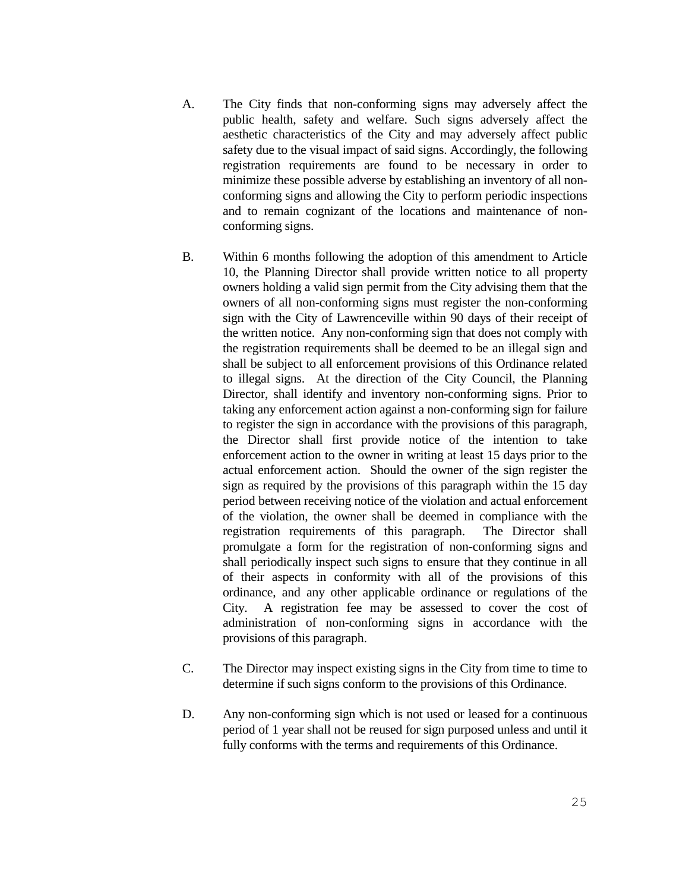A. The City finds that non-conforming signs may adversely affect the public health, safety and welfare. Such signs adversely affect the aesthetic characteristics of the City and may adversely affect public safety due to the visual impact of said signs. Accordingly, the following registration requirements are found to be necessary in order to minimize these possible adverse by establishing an inventory of all non-conforming signs and allowing the City to perform periodic inspections and to remain cognizant of the locations and maintenance of non-conforming signs.

B. Within 6 months following the adoption of this amendment to Article 10, the Planning Director shall provide written notice to all property owners holding a valid sign permit from the City advising them that the owners of all non-conforming signs must register the non-conforming sign with the City of Lawrenceville within 90 days of their receipt of the written notice. Any non-conforming sign that does not comply with the registration requirements shall be deemed to be an illegal sign and shall be subject to all enforcement provisions of this Ordinance related to illegal signs. At the direction of the City Council, the Planning Director, shall identify and inventory non-conforming signs. Prior to taking any enforcement action against a non-conforming sign for failure to register the sign in accordance with the provisions of this paragraph, the Director shall first provide notice of the intention to take enforcement action to the owner in writing at least 15 days prior to the actual enforcement action. Should the owner of the sign register the sign as required by the provisions of this paragraph within the 15 day period between receiving notice of the violation and actual enforcement of the violation, the owner shall be deemed in compliance with the registration requirements of this paragraph. The Director shall promulgate a form for the registration of non-conforming signs and shall periodically inspect such signs to ensure that they continue in all of their aspects in conformity with all of the provisions of this ordinance, and any other applicable ordinance or regulations of the City. A registration fee may be assessed to cover the cost of administration of non-conforming signs in accordance with the provisions of this paragraph.

C. The Director may inspect existing signs in the City from time to time to determine if such signs conform to the provisions of this Ordinance.

D. Any non-conforming sign which is not used or leased for a continuous period of 1 year shall not be reused for sign purposed unless and until it fully conforms with the terms and requirements of this Ordinance.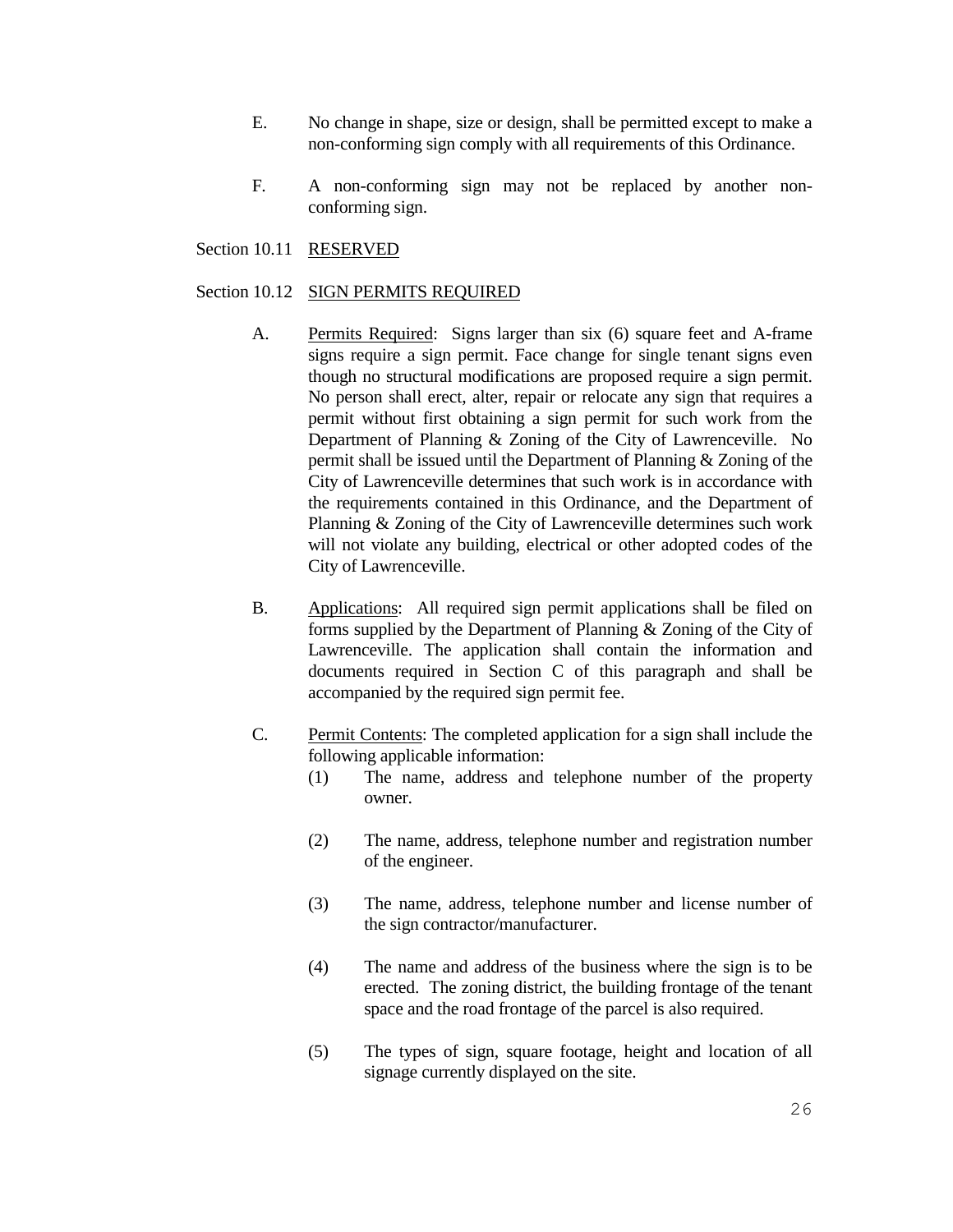E. No change in shape, size or design, shall be permitted except to make a non-conforming sign comply with all requirements of this Ordinance.

F. A non-conforming sign may not be replaced by another non-conforming sign.

Section 10.11 RESERVED

Section 10.12 SIGN PERMITS REQUIRED

A. Permits Required: Signs larger than six (6) square feet and A-frame signs require a sign permit. Face change for single tenant signs even though no structural modifications are proposed require a sign permit. No person shall erect, alter, repair or relocate any sign that requires a permit without first obtaining a sign permit for such work from the Department of Planning & Zoning of the City of Lawrenceville. No permit shall be issued until the Department of Planning & Zoning of the City of Lawrenceville determines that such work is in accordance with the requirements contained in this Ordinance, and the Department of Planning & Zoning of the City of Lawrenceville determines such work will not violate any building, electrical or other adopted codes of the City of Lawrenceville.

B. Applications: All required sign permit applications shall be filed on forms supplied by the Department of Planning & Zoning of the City of Lawrenceville. The application shall contain the information and documents required in Section C of this paragraph and shall be accompanied by the required sign permit fee.

C. Permit Contents: The completed application for a sign shall include the following applicable information:

(1) The name, address and telephone number of the property owner.

(2) The name, address, telephone number and registration number of the engineer.

(3) The name, address, telephone number and license number of the sign contractor/manufacturer.

(4) The name and address of the business where the sign is to be erected. The zoning district, the building frontage of the tenant space and the road frontage of the parcel is also required.

(5) The types of sign, square footage, height and location of all signage currently displayed on the site.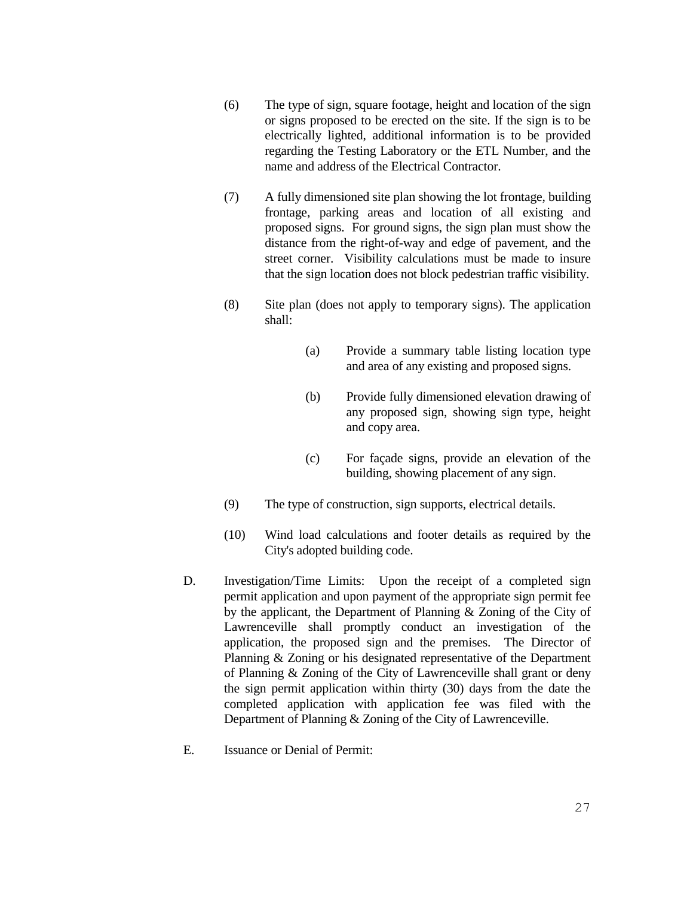(6) The type of sign, square footage, height and location of the sign or signs proposed to be erected on the site. If the sign is to be electrically lighted, additional information is to be provided regarding the Testing Laboratory or the ETL Number, and the name and address of the Electrical Contractor.

(7) A fully dimensioned site plan showing the lot frontage, building frontage, parking areas and location of all existing and proposed signs. For ground signs, the sign plan must show the distance from the right-of-way and edge of pavement, and the street corner. Visibility calculations must be made to insure that the sign location does not block pedestrian traffic visibility.

(8) Site plan (does not apply to temporary signs). The application shall:

(a) Provide a summary table listing location type and area of any existing and proposed signs.

(b) Provide fully dimensioned elevation drawing of any proposed sign, showing sign type, height and copy area.

(c) For façade signs, provide an elevation of the building, showing placement of any sign.

(9) The type of construction, sign supports, electrical details.

(10) Wind load calculations and footer details as required by the City's adopted building code.

D. Investigation/Time Limits: Upon the receipt of a completed sign permit application and upon payment of the appropriate sign permit fee by the applicant, the Department of Planning & Zoning of the City of Lawrenceville shall promptly conduct an investigation of the application, the proposed sign and the premises. The Director of Planning & Zoning or his designated representative of the Department of Planning & Zoning of the City of Lawrenceville shall grant or deny the sign permit application within thirty (30) days from the date the completed application with application fee was filed with the Department of Planning & Zoning of the City of Lawrenceville.

E. Issuance or Denial of Permit: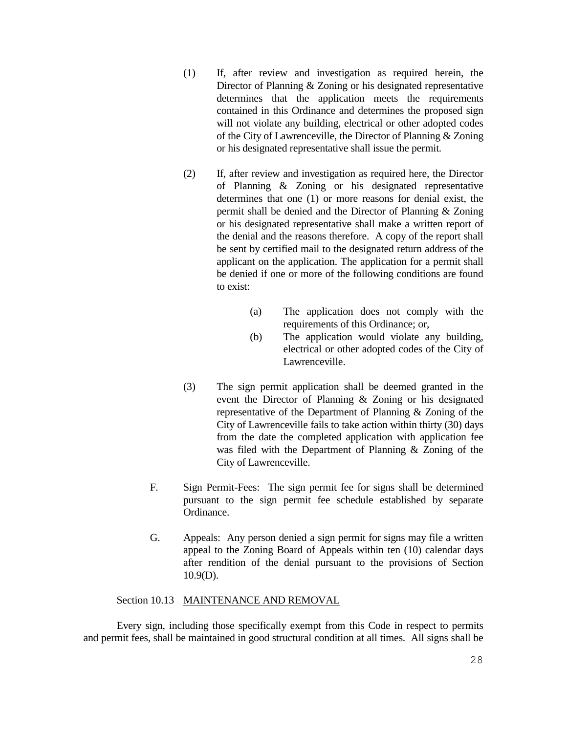(1) If, after review and investigation as required herein, the Director of Planning & Zoning or his designated representative determines that the application meets the requirements contained in this Ordinance and determines the proposed sign will not violate any building, electrical or other adopted codes of the City of Lawrenceville, the Director of Planning & Zoning or his designated representative shall issue the permit.

(2) If, after review and investigation as required here, the Director of Planning & Zoning or his designated representative determines that one (1) or more reasons for denial exist, the permit shall be denied and the Director of Planning & Zoning or his designated representative shall make a written report of the denial and the reasons therefore. A copy of the report shall be sent by certified mail to the designated return address of the applicant on the application. The application for a permit shall be denied if one or more of the following conditions are found to exist:

   (a) The application does not comply with the requirements of this Ordinance; or,
   (b) The application would violate any building, electrical or other adopted codes of the City of Lawrenceville.

(3) The sign permit application shall be deemed granted in the event the Director of Planning & Zoning or his designated representative of the Department of Planning & Zoning of the City of Lawrenceville fails to take action within thirty (30) days from the date the completed application with application fee was filed with the Department of Planning & Zoning of the City of Lawrenceville.

F. Sign Permit-Fees: The sign permit fee for signs shall be determined pursuant to the sign permit fee schedule established by separate Ordinance.

G. Appeals: Any person denied a sign permit for signs may file a written appeal to the Zoning Board of Appeals within ten (10) calendar days after rendition of the denial pursuant to the provisions of Section 10.9(D).

Section 10.13 MAINTENANCE AND REMOVAL

Every sign, including those specifically exempt from this Code in respect to permits and permit fees, shall be maintained in good structural condition at all times. All signs shall be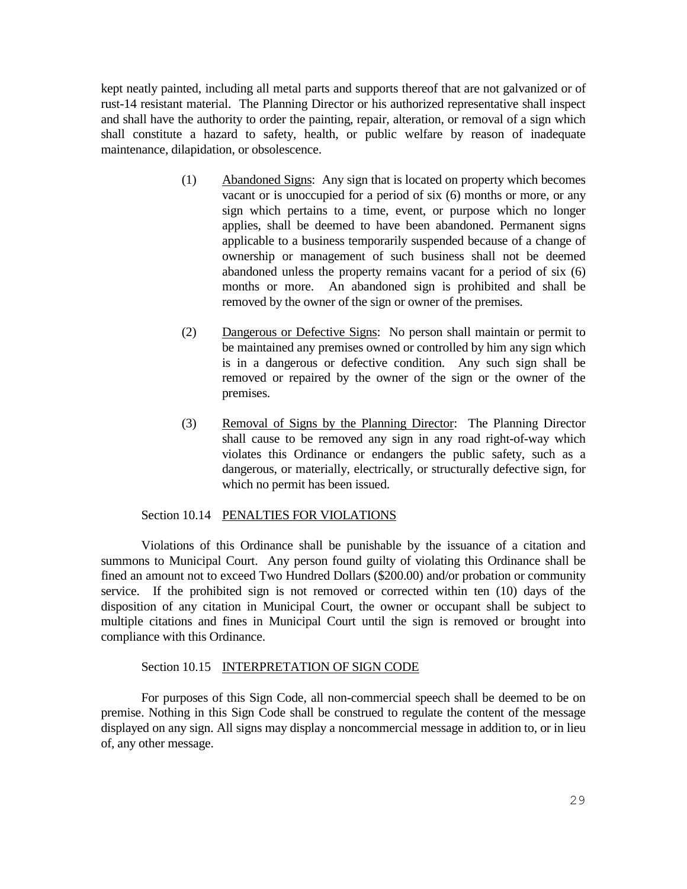kept neatly painted, including all metal parts and supports thereof that are not galvanized or of rust-14 resistant material. The Planning Director or his authorized representative shall inspect and shall have the authority to order the painting, repair, alteration, or removal of a sign which shall constitute a hazard to safety, health, or public welfare by reason of inadequate maintenance, dilapidation, or obsolescence.

(1) Abandoned Signs: Any sign that is located on property which becomes vacant or is unoccupied for a period of six (6) months or more, or any sign which pertains to a time, event, or purpose which no longer applies, shall be deemed to have been abandoned. Permanent signs applicable to a business temporarily suspended because of a change of ownership or management of such business shall not be deemed abandoned unless the property remains vacant for a period of six (6) months or more. An abandoned sign is prohibited and shall be removed by the owner of the sign or owner of the premises.

(2) Dangerous or Defective Signs: No person shall maintain or permit to be maintained any premises owned or controlled by him any sign which is in a dangerous or defective condition. Any such sign shall be removed or repaired by the owner of the sign or the owner of the premises.

(3) Removal of Signs by the Planning Director: The Planning Director shall cause to be removed any sign in any road right-of-way which violates this Ordinance or endangers the public safety, such as a dangerous, or materially, electrically, or structurally defective sign, for which no permit has been issued.

## Section 10.14 PENALTIES FOR VIOLATIONS

Violations of this Ordinance shall be punishable by the issuance of a citation and summons to Municipal Court. Any person found guilty of violating this Ordinance shall be fined an amount not to exceed Two Hundred Dollars ($200.00) and/or probation or community service. If the prohibited sign is not removed or corrected within ten (10) days of the disposition of any citation in Municipal Court, the owner or occupant shall be subject to multiple citations and fines in Municipal Court until the sign is removed or brought into compliance with this Ordinance.

## Section 10.15 INTERPRETATION OF SIGN CODE

For purposes of this Sign Code, all non-commercial speech shall be deemed to be on premise. Nothing in this Sign Code shall be construed to regulate the content of the message displayed on any sign. All signs may display a noncommercial message in addition to, or in lieu of, any other message.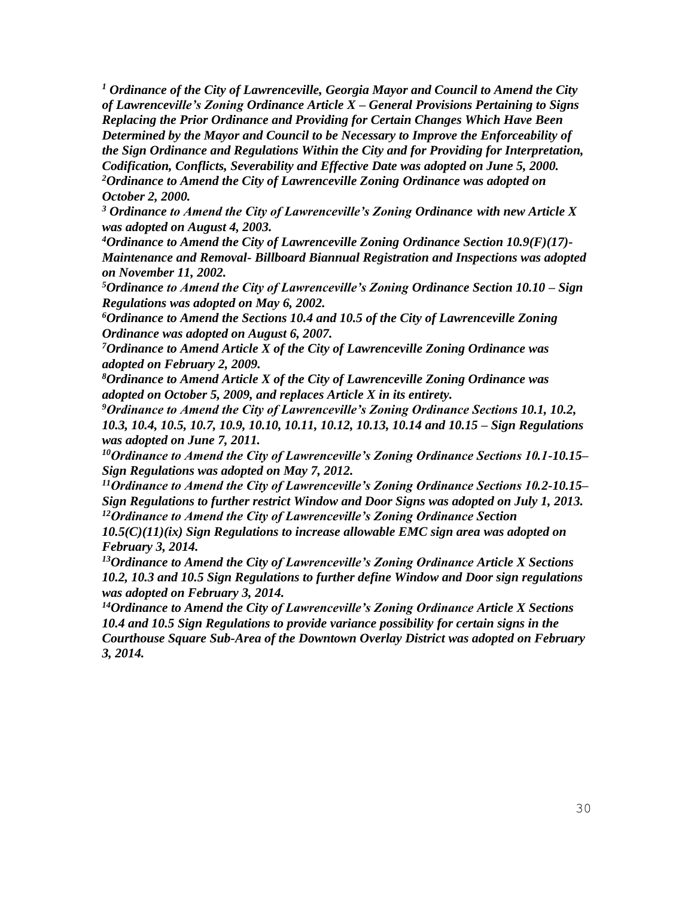*[1] Ordinance of the City of Lawrenceville, Georgia Mayor and Council to Amend the City of Lawrenceville's Zoning Ordinance Article X – General Provisions Pertaining to Signs Replacing the Prior Ordinance and Providing for Certain Changes Which Have Been Determined by the Mayor and Council to be Necessary to Improve the Enforceability of the Sign Ordinance and Regulations Within the City and for Providing for Interpretation, Codification, Conflicts, Severability and Effective Date was adopted on June 5, 2000.*

*[2]Ordinance to Amend the City of Lawrenceville Zoning Ordinance was adopted on October 2, 2000.*

*[3] Ordinance to Amend the City of Lawrenceville's Zoning Ordinance with new Article X was adopted on August 4, 2003.*

*[4]Ordinance to Amend the City of Lawrenceville Zoning Ordinance Section 10.9(F)(17)- Maintenance and Removal- Billboard Biannual Registration and Inspections was adopted on November 11, 2002.*

*[5]Ordinance to Amend the City of Lawrenceville's Zoning Ordinance Section 10.10 – Sign Regulations was adopted on May 6, 2002.*

*[6]Ordinance to Amend the Sections 10.4 and 10.5 of the City of Lawrenceville Zoning Ordinance was adopted on August 6, 2007.*

*[7]Ordinance to Amend Article X of the City of Lawrenceville Zoning Ordinance was adopted on February 2, 2009.*

*[8]Ordinance to Amend Article X of the City of Lawrenceville Zoning Ordinance was adopted on October 5, 2009, and replaces Article X in its entirety.*

*[9]Ordinance to Amend the City of Lawrenceville's Zoning Ordinance Sections 10.1, 10.2, 10.3, 10.4, 10.5, 10.7, 10.9, 10.10, 10.11, 10.12, 10.13, 10.14 and 10.15 – Sign Regulations was adopted on June 7, 2011.*

*[10]Ordinance to Amend the City of Lawrenceville's Zoning Ordinance Sections 10.1-10.15– Sign Regulations was adopted on May 7, 2012.*

*[11]Ordinance to Amend the City of Lawrenceville's Zoning Ordinance Sections 10.2-10.15– Sign Regulations to further restrict Window and Door Signs was adopted on July 1, 2013.*

*[12]Ordinance to Amend the City of Lawrenceville's Zoning Ordinance Section 10.5(C)(11)(ix) Sign Regulations to increase allowable EMC sign area was adopted on February 3, 2014.*

*[13]Ordinance to Amend the City of Lawrenceville's Zoning Ordinance Article X Sections 10.2, 10.3 and 10.5 Sign Regulations to further define Window and Door sign regulations was adopted on February 3, 2014.*

*[14]Ordinance to Amend the City of Lawrenceville's Zoning Ordinance Article X Sections 10.4 and 10.5 Sign Regulations to provide variance possibility for certain signs in the Courthouse Square Sub-Area of the Downtown Overlay District was adopted on February 3, 2014.*